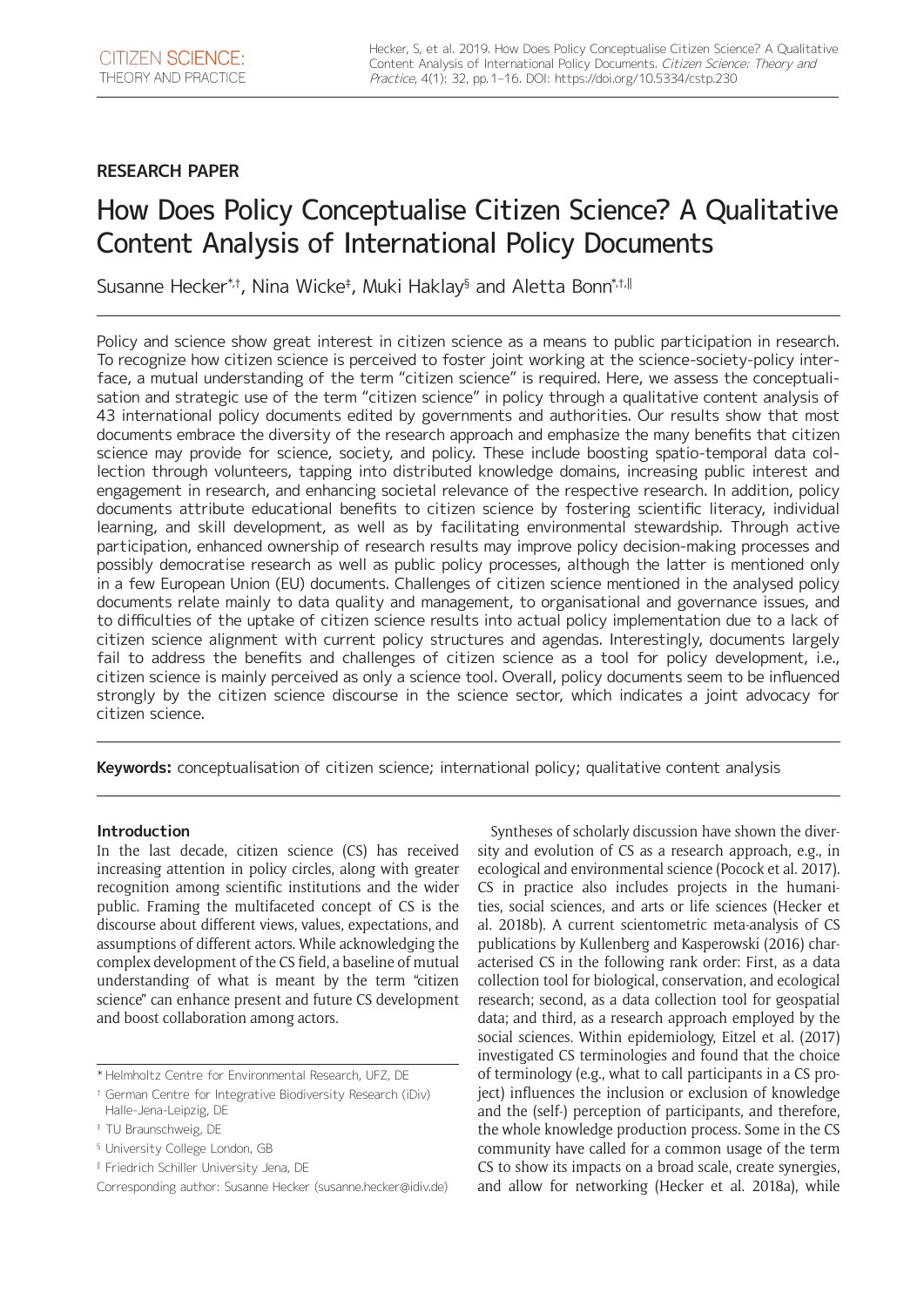**RESEARCH PAPER**

# How Does Policy Conceptualise Citizen Science? A Qualitative Content Analysis of International Policy Documents

Susanne Hecker[*,†], Nina Wicke[‡], Muki Haklay[§] and Aletta Bonn[*,†,||]

Policy and science show great interest in citizen science as a means to public participation in research. To recognize how citizen science is perceived to foster joint working at the science-society-policy interface, a mutual understanding of the term "citizen science" is required. Here, we assess the conceptualisation and strategic use of the term "citizen science" in policy through a qualitative content analysis of 43 international policy documents edited by governments and authorities. Our results show that most documents embrace the diversity of the research approach and emphasize the many benefits that citizen science may provide for science, society, and policy. These include boosting spatio-temporal data collection through volunteers, tapping into distributed knowledge domains, increasing public interest and engagement in research, and enhancing societal relevance of the respective research. In addition, policy documents attribute educational benefits to citizen science by fostering scientific literacy, individual learning, and skill development, as well as by facilitating environmental stewardship. Through active participation, enhanced ownership of research results may improve policy decision-making processes and possibly democratise research as well as public policy processes, although the latter is mentioned only in a few European Union (EU) documents. Challenges of citizen science mentioned in the analysed policy documents relate mainly to data quality and management, to organisational and governance issues, and to difficulties of the uptake of citizen science results into actual policy implementation due to a lack of citizen science alignment with current policy structures and agendas. Interestingly, documents largely fail to address the benefits and challenges of citizen science as a tool for policy development, i.e., citizen science is mainly perceived as only a science tool. Overall, policy documents seem to be influenced strongly by the citizen science discourse in the science sector, which indicates a joint advocacy for citizen science.

**Keywords:** conceptualisation of citizen science; international policy; qualitative content analysis

## Introduction

In the last decade, citizen science (CS) has received increasing attention in policy circles, along with greater recognition among scientific institutions and the wider public. Framing the multifaceted concept of CS is the discourse about different views, values, expectations, and assumptions of different actors. While acknowledging the complex development of the CS field, a baseline of mutual understanding of what is meant by the term "citizen science" can enhance present and future CS development and boost collaboration among actors.

Syntheses of scholarly discussion have shown the diversity and evolution of CS as a research approach, e.g., in ecological and environmental science (Pocock et al. 2017). CS in practice also includes projects in the humanities, social sciences, and arts or life sciences (Hecker et al. 2018b). A current scientometric meta-analysis of CS publications by Kullenberg and Kasperowski (2016) characterised CS in the following rank order: First, as a data collection tool for biological, conservation, and ecological research; second, as a data collection tool for geospatial data; and third, as a research approach employed by the social sciences. Within epidemiology, Eitzel et al. (2017) investigated CS terminologies and found that the choice of terminology (e.g., what to call participants in a CS project) influences the inclusion or exclusion of knowledge and the (self-) perception of participants, and therefore, the whole knowledge production process. Some in the CS community have called for a common usage of the term CS to show its impacts on a broad scale, create synergies, and allow for networking (Hecker et al. 2018a), while

[*] Helmholtz Centre for Environmental Research, UFZ, DE

[†] German Centre for Integrative Biodiversity Research (iDiv) Halle-Jena-Leipzig, DE

[‡] TU Braunschweig, DE

[§] University College London, GB

[||] Friedrich Schiller University Jena, DE

Corresponding author: Susanne Hecker (susanne.hecker@idiv.de)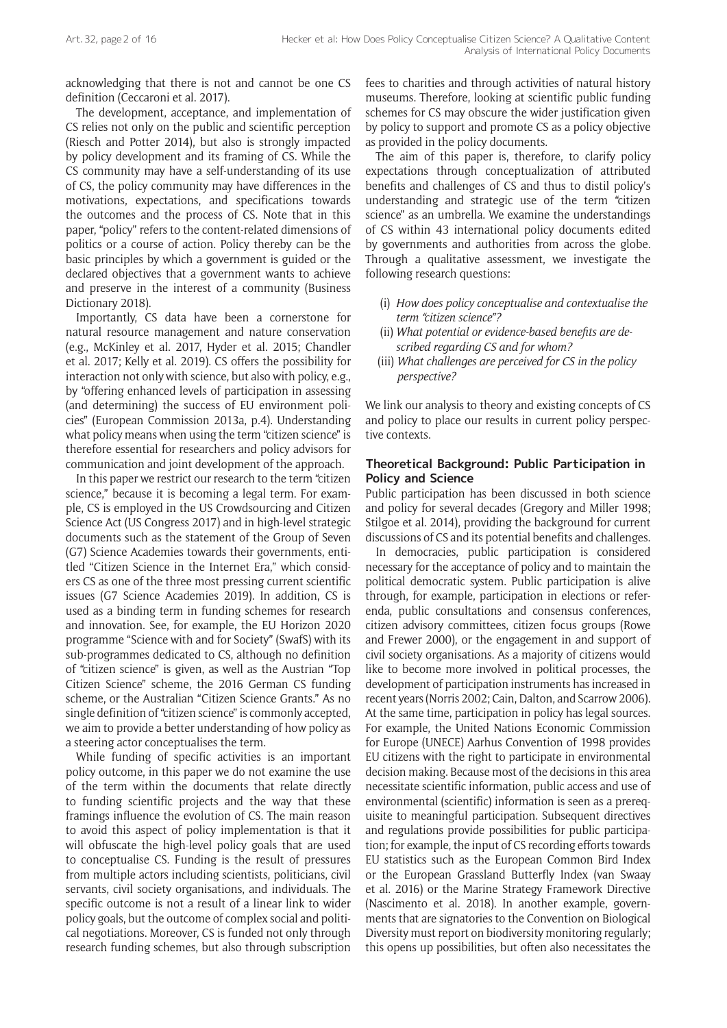acknowledging that there is not and cannot be one CS definition (Ceccaroni et al. 2017).

The development, acceptance, and implementation of CS relies not only on the public and scientific perception (Riesch and Potter 2014), but also is strongly impacted by policy development and its framing of CS. While the CS community may have a self-understanding of its use of CS, the policy community may have differences in the motivations, expectations, and specifications towards the outcomes and the process of CS. Note that in this paper, "policy" refers to the content-related dimensions of politics or a course of action. Policy thereby can be the basic principles by which a government is guided or the declared objectives that a government wants to achieve and preserve in the interest of a community (Business Dictionary 2018).

Importantly, CS data have been a cornerstone for natural resource management and nature conservation (e.g., McKinley et al. 2017, Hyder et al. 2015; Chandler et al. 2017; Kelly et al. 2019). CS offers the possibility for interaction not only with science, but also with policy, e.g., by "offering enhanced levels of participation in assessing (and determining) the success of EU environment policies" (European Commission 2013a, p.4). Understanding what policy means when using the term "citizen science" is therefore essential for researchers and policy advisors for communication and joint development of the approach.

In this paper we restrict our research to the term "citizen science," because it is becoming a legal term. For example, CS is employed in the US Crowdsourcing and Citizen Science Act (US Congress 2017) and in high-level strategic documents such as the statement of the Group of Seven (G7) Science Academies towards their governments, entitled "Citizen Science in the Internet Era," which considers CS as one of the three most pressing current scientific issues (G7 Science Academies 2019). In addition, CS is used as a binding term in funding schemes for research and innovation. See, for example, the EU Horizon 2020 programme "Science with and for Society" (SwafS) with its sub-programmes dedicated to CS, although no definition of "citizen science" is given, as well as the Austrian "Top Citizen Science" scheme, the 2016 German CS funding scheme, or the Australian "Citizen Science Grants." As no single definition of "citizen science" is commonly accepted, we aim to provide a better understanding of how policy as a steering actor conceptualises the term.

While funding of specific activities is an important policy outcome, in this paper we do not examine the use of the term within the documents that relate directly to funding scientific projects and the way that these framings influence the evolution of CS. The main reason to avoid this aspect of policy implementation is that it will obfuscate the high-level policy goals that are used to conceptualise CS. Funding is the result of pressures from multiple actors including scientists, politicians, civil servants, civil society organisations, and individuals. The specific outcome is not a result of a linear link to wider policy goals, but the outcome of complex social and political negotiations. Moreover, CS is funded not only through research funding schemes, but also through subscription fees to charities and through activities of natural history museums. Therefore, looking at scientific public funding schemes for CS may obscure the wider justification given by policy to support and promote CS as a policy objective as provided in the policy documents.

The aim of this paper is, therefore, to clarify policy expectations through conceptualization of attributed benefits and challenges of CS and thus to distil policy's understanding and strategic use of the term "citizen science" as an umbrella. We examine the understandings of CS within 43 international policy documents edited by governments and authorities from across the globe. Through a qualitative assessment, we investigate the following research questions:

(i) *How does policy conceptualise and contextualise the term "citizen science"?*
(ii) *What potential or evidence-based benefits are described regarding CS and for whom?*
(iii) *What challenges are perceived for CS in the policy perspective?*

We link our analysis to theory and existing concepts of CS and policy to place our results in current policy perspective contexts.

## Theoretical Background: Public Participation in Policy and Science

Public participation has been discussed in both science and policy for several decades (Gregory and Miller 1998; Stilgoe et al. 2014), providing the background for current discussions of CS and its potential benefits and challenges.

In democracies, public participation is considered necessary for the acceptance of policy and to maintain the political democratic system. Public participation is alive through, for example, participation in elections or referenda, public consultations and consensus conferences, citizen advisory committees, citizen focus groups (Rowe and Frewer 2000), or the engagement in and support of civil society organisations. As a majority of citizens would like to become more involved in political processes, the development of participation instruments has increased in recent years (Norris 2002; Cain, Dalton, and Scarrow 2006). At the same time, participation in policy has legal sources. For example, the United Nations Economic Commission for Europe (UNECE) Aarhus Convention of 1998 provides EU citizens with the right to participate in environmental decision making. Because most of the decisions in this area necessitate scientific information, public access and use of environmental (scientific) information is seen as a prerequisite to meaningful participation. Subsequent directives and regulations provide possibilities for public participation; for example, the input of CS recording efforts towards EU statistics such as the European Common Bird Index or the European Grassland Butterfly Index (van Swaay et al. 2016) or the Marine Strategy Framework Directive (Nascimento et al. 2018). In another example, governments that are signatories to the Convention on Biological Diversity must report on biodiversity monitoring regularly; this opens up possibilities, but often also necessitates the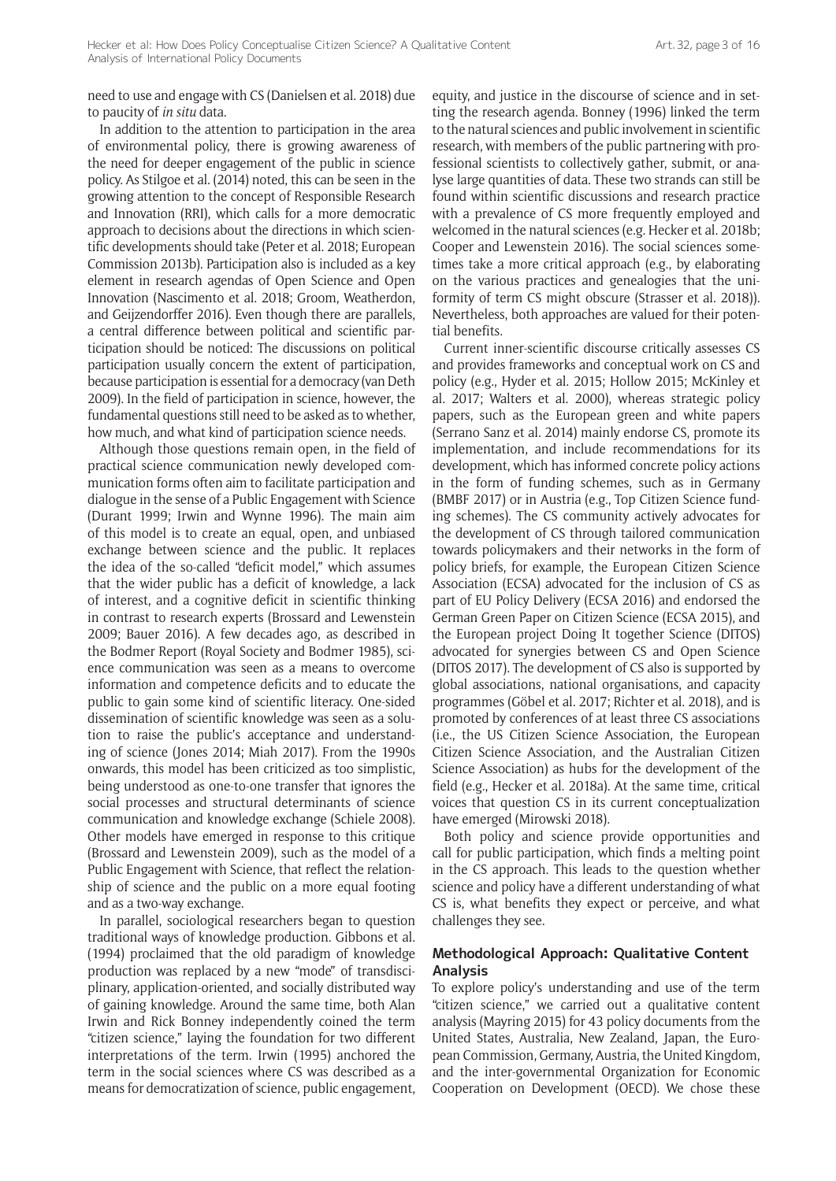need to use and engage with CS (Danielsen et al. 2018) due to paucity of *in situ* data.

In addition to the attention to participation in the area of environmental policy, there is growing awareness of the need for deeper engagement of the public in science policy. As Stilgoe et al. (2014) noted, this can be seen in the growing attention to the concept of Responsible Research and Innovation (RRI), which calls for a more democratic approach to decisions about the directions in which scientific developments should take (Peter et al. 2018; European Commission 2013b). Participation also is included as a key element in research agendas of Open Science and Open Innovation (Nascimento et al. 2018; Groom, Weatherdon, and Geijzendorffer 2016). Even though there are parallels, a central difference between political and scientific participation should be noticed: The discussions on political participation usually concern the extent of participation, because participation is essential for a democracy (van Deth 2009). In the field of participation in science, however, the fundamental questions still need to be asked as to whether, how much, and what kind of participation science needs.

Although those questions remain open, in the field of practical science communication newly developed communication forms often aim to facilitate participation and dialogue in the sense of a Public Engagement with Science (Durant 1999; Irwin and Wynne 1996). The main aim of this model is to create an equal, open, and unbiased exchange between science and the public. It replaces the idea of the so-called "deficit model," which assumes that the wider public has a deficit of knowledge, a lack of interest, and a cognitive deficit in scientific thinking in contrast to research experts (Brossard and Lewenstein 2009; Bauer 2016). A few decades ago, as described in the Bodmer Report (Royal Society and Bodmer 1985), science communication was seen as a means to overcome information and competence deficits and to educate the public to gain some kind of scientific literacy. One-sided dissemination of scientific knowledge was seen as a solution to raise the public's acceptance and understanding of science (Jones 2014; Miah 2017). From the 1990s onwards, this model has been criticized as too simplistic, being understood as one-to-one transfer that ignores the social processes and structural determinants of science communication and knowledge exchange (Schiele 2008). Other models have emerged in response to this critique (Brossard and Lewenstein 2009), such as the model of a Public Engagement with Science, that reflect the relationship of science and the public on a more equal footing and as a two-way exchange.

In parallel, sociological researchers began to question traditional ways of knowledge production. Gibbons et al. (1994) proclaimed that the old paradigm of knowledge production was replaced by a new "mode" of transdisciplinary, application-oriented, and socially distributed way of gaining knowledge. Around the same time, both Alan Irwin and Rick Bonney independently coined the term "citizen science," laying the foundation for two different interpretations of the term. Irwin (1995) anchored the term in the social sciences where CS was described as a means for democratization of science, public engagement, equity, and justice in the discourse of science and in setting the research agenda. Bonney (1996) linked the term to the natural sciences and public involvement in scientific research, with members of the public partnering with professional scientists to collectively gather, submit, or analyse large quantities of data. These two strands can still be found within scientific discussions and research practice with a prevalence of CS more frequently employed and welcomed in the natural sciences (e.g. Hecker et al. 2018b; Cooper and Lewenstein 2016). The social sciences sometimes take a more critical approach (e.g., by elaborating on the various practices and genealogies that the uniformity of term CS might obscure (Strasser et al. 2018)). Nevertheless, both approaches are valued for their potential benefits.

Current inner-scientific discourse critically assesses CS and provides frameworks and conceptual work on CS and policy (e.g., Hyder et al. 2015; Hollow 2015; McKinley et al. 2017; Walters et al. 2000), whereas strategic policy papers, such as the European green and white papers (Serrano Sanz et al. 2014) mainly endorse CS, promote its implementation, and include recommendations for its development, which has informed concrete policy actions in the form of funding schemes, such as in Germany (BMBF 2017) or in Austria (e.g., Top Citizen Science funding schemes). The CS community actively advocates for the development of CS through tailored communication towards policymakers and their networks in the form of policy briefs, for example, the European Citizen Science Association (ECSA) advocated for the inclusion of CS as part of EU Policy Delivery (ECSA 2016) and endorsed the German Green Paper on Citizen Science (ECSA 2015), and the European project Doing It together Science (DITOS) advocated for synergies between CS and Open Science (DITOS 2017). The development of CS also is supported by global associations, national organisations, and capacity programmes (Göbel et al. 2017; Richter et al. 2018), and is promoted by conferences of at least three CS associations (i.e., the US Citizen Science Association, the European Citizen Science Association, and the Australian Citizen Science Association) as hubs for the development of the field (e.g., Hecker et al. 2018a). At the same time, critical voices that question CS in its current conceptualization have emerged (Mirowski 2018).

Both policy and science provide opportunities and call for public participation, which finds a melting point in the CS approach. This leads to the question whether science and policy have a different understanding of what CS is, what benefits they expect or perceive, and what challenges they see.

## Methodological Approach: Qualitative Content Analysis

To explore policy's understanding and use of the term "citizen science," we carried out a qualitative content analysis (Mayring 2015) for 43 policy documents from the United States, Australia, New Zealand, Japan, the European Commission, Germany, Austria, the United Kingdom, and the inter-governmental Organization for Economic Cooperation on Development (OECD). We chose these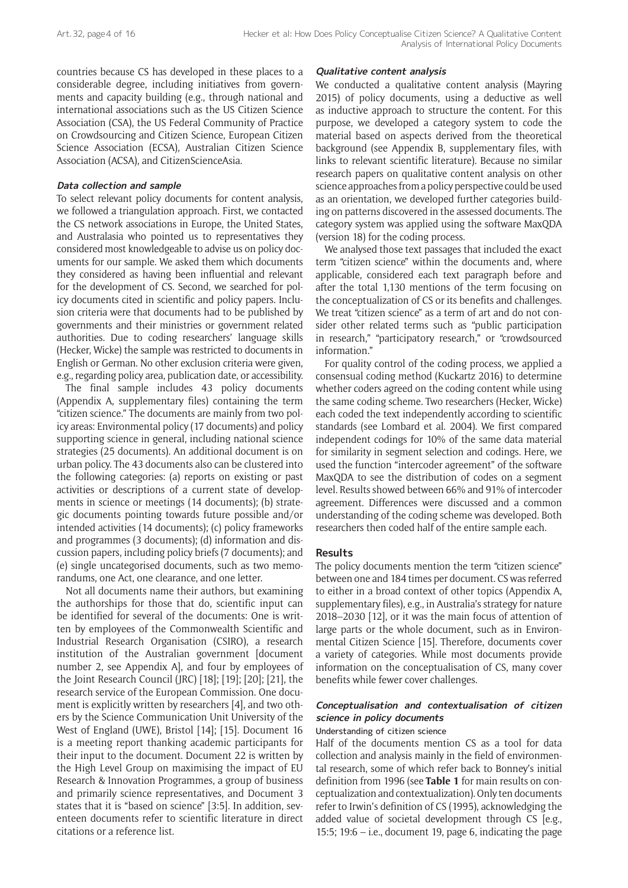countries because CS has developed in these places to a considerable degree, including initiatives from governments and capacity building (e.g., through national and international associations such as the US Citizen Science Association (CSA), the US Federal Community of Practice on Crowdsourcing and Citizen Science, European Citizen Science Association (ECSA), Australian Citizen Science Association (ACSA), and CitizenScienceAsia.

### Data collection and sample

To select relevant policy documents for content analysis, we followed a triangulation approach. First, we contacted the CS network associations in Europe, the United States, and Australasia who pointed us to representatives they considered most knowledgeable to advise us on policy documents for our sample. We asked them which documents they considered as having been influential and relevant for the development of CS. Second, we searched for policy documents cited in scientific and policy papers. Inclusion criteria were that documents had to be published by governments and their ministries or government related authorities. Due to coding researchers' language skills (Hecker, Wicke) the sample was restricted to documents in English or German. No other exclusion criteria were given, e.g., regarding policy area, publication date, or accessibility.

The final sample includes 43 policy documents (Appendix A, supplementary files) containing the term "citizen science." The documents are mainly from two policy areas: Environmental policy (17 documents) and policy supporting science in general, including national science strategies (25 documents). An additional document is on urban policy. The 43 documents also can be clustered into the following categories: (a) reports on existing or past activities or descriptions of a current state of developments in science or meetings (14 documents); (b) strategic documents pointing towards future possible and/or intended activities (14 documents); (c) policy frameworks and programmes (3 documents); (d) information and discussion papers, including policy briefs (7 documents); and (e) single uncategorised documents, such as two memorandums, one Act, one clearance, and one letter.

Not all documents name their authors, but examining the authorships for those that do, scientific input can be identified for several of the documents: One is written by employees of the Commonwealth Scientific and Industrial Research Organisation (CSIRO), a research institution of the Australian government [document number 2, see Appendix A], and four by employees of the Joint Research Council (JRC) [18]; [19]; [20]; [21], the research service of the European Commission. One document is explicitly written by researchers [4], and two others by the Science Communication Unit University of the West of England (UWE), Bristol [14]; [15]. Document 16 is a meeting report thanking academic participants for their input to the document. Document 22 is written by the High Level Group on maximising the impact of EU Research & Innovation Programmes, a group of business and primarily science representatives, and Document 3 states that it is "based on science" [3:5]. In addition, seventeen documents refer to scientific literature in direct citations or a reference list.

### Qualitative content analysis

We conducted a qualitative content analysis (Mayring 2015) of policy documents, using a deductive as well as inductive approach to structure the content. For this purpose, we developed a category system to code the material based on aspects derived from the theoretical background (see Appendix B, supplementary files, with links to relevant scientific literature). Because no similar research papers on qualitative content analysis on other science approaches from a policy perspective could be used as an orientation, we developed further categories building on patterns discovered in the assessed documents. The category system was applied using the software MaxQDA (version 18) for the coding process.

We analysed those text passages that included the exact term "citizen science" within the documents and, where applicable, considered each text paragraph before and after the total 1,130 mentions of the term focusing on the conceptualization of CS or its benefits and challenges. We treat "citizen science" as a term of art and do not consider other related terms such as "public participation in research," "participatory research," or "crowdsourced information."

For quality control of the coding process, we applied a consensual coding method (Kuckartz 2016) to determine whether coders agreed on the coding content while using the same coding scheme. Two researchers (Hecker, Wicke) each coded the text independently according to scientific standards (see Lombard et al. 2004). We first compared independent codings for 10% of the same data material for similarity in segment selection and codings. Here, we used the function "intercoder agreement" of the software MaxQDA to see the distribution of codes on a segment level. Results showed between 66% and 91% of intercoder agreement. Differences were discussed and a common understanding of the coding scheme was developed. Both researchers then coded half of the entire sample each.

## Results

The policy documents mention the term "citizen science" between one and 184 times per document. CS was referred to either in a broad context of other topics (Appendix A, supplementary files), e.g., in Australia's strategy for nature 2018–2030 [12], or it was the main focus of attention of large parts or the whole document, such as in Environmental Citizen Science [15]. Therefore, documents cover a variety of categories. While most documents provide information on the conceptualisation of CS, many cover benefits while fewer cover challenges.

### Conceptualisation and contextualisation of citizen science in policy documents

#### Understanding of citizen science

Half of the documents mention CS as a tool for data collection and analysis mainly in the field of environmental research, some of which refer back to Bonney's initial definition from 1996 (see **Table 1** for main results on conceptualization and contextualization). Only ten documents refer to Irwin's definition of CS (1995), acknowledging the added value of societal development through CS [e.g., 15:5; 19:6 – i.e., document 19, page 6, indicating the page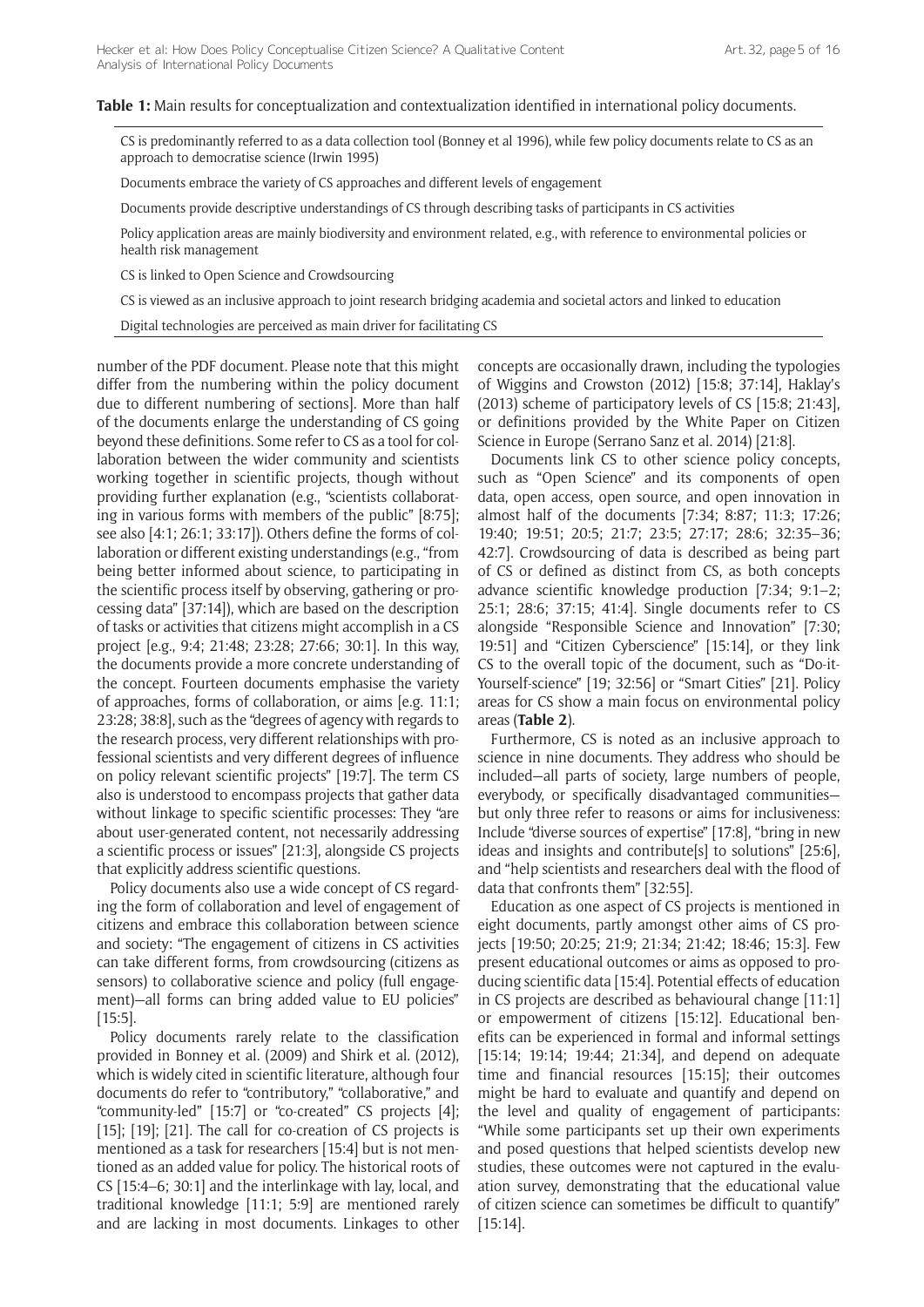**Table 1:** Main results for conceptualization and contextualization identified in international policy documents.

| |
|---|
| CS is predominantly referred to as a data collection tool (Bonney et al 1996), while few policy documents relate to CS as an approach to democratise science (Irwin 1995) |
| Documents embrace the variety of CS approaches and different levels of engagement |
| Documents provide descriptive understandings of CS through describing tasks of participants in CS activities |
| Policy application areas are mainly biodiversity and environment related, e.g., with reference to environmental policies or health risk management |
| CS is linked to Open Science and Crowdsourcing |
| CS is viewed as an inclusive approach to joint research bridging academia and societal actors and linked to education |
| Digital technologies are perceived as main driver for facilitating CS |

number of the PDF document. Please note that this might differ from the numbering within the policy document due to different numbering of sections]. More than half of the documents enlarge the understanding of CS going beyond these definitions. Some refer to CS as a tool for collaboration between the wider community and scientists working together in scientific projects, though without providing further explanation (e.g., "scientists collaborating in various forms with members of the public" [8:75]; see also [4:1; 26:1; 33:17]). Others define the forms of collaboration or different existing understandings (e.g., "from being better informed about science, to participating in the scientific process itself by observing, gathering or processing data" [37:14]), which are based on the description of tasks or activities that citizens might accomplish in a CS project [e.g., 9:4; 21:48; 23:28; 27:66; 30:1]. In this way, the documents provide a more concrete understanding of the concept. Fourteen documents emphasise the variety of approaches, forms of collaboration, or aims [e.g. 11:1; 23:28; 38:8], such as the "degrees of agency with regards to the research process, very different relationships with professional scientists and very different degrees of influence on policy relevant scientific projects" [19:7]. The term CS also is understood to encompass projects that gather data without linkage to specific scientific processes: They "are about user-generated content, not necessarily addressing a scientific process or issues" [21:3], alongside CS projects that explicitly address scientific questions.

Policy documents also use a wide concept of CS regarding the form of collaboration and level of engagement of citizens and embrace this collaboration between science and society: "The engagement of citizens in CS activities can take different forms, from crowdsourcing (citizens as sensors) to collaborative science and policy (full engagement)—all forms can bring added value to EU policies" [15:5].

Policy documents rarely relate to the classification provided in Bonney et al. (2009) and Shirk et al. (2012), which is widely cited in scientific literature, although four documents do refer to "contributory," "collaborative," and "community-led" [15:7] or "co-created" CS projects [4]; [15]; [19]; [21]. The call for co-creation of CS projects is mentioned as a task for researchers [15:4] but is not mentioned as an added value for policy. The historical roots of CS [15:4–6; 30:1] and the interlinkage with lay, local, and traditional knowledge [11:1; 5:9] are mentioned rarely and are lacking in most documents. Linkages to other concepts are occasionally drawn, including the typologies of Wiggins and Crowston (2012) [15:8; 37:14], Haklay's (2013) scheme of participatory levels of CS [15:8; 21:43], or definitions provided by the White Paper on Citizen Science in Europe (Serrano Sanz et al. 2014) [21:8].

Documents link CS to other science policy concepts, such as "Open Science" and its components of open data, open access, open source, and open innovation in almost half of the documents [7:34; 8:87; 11:3; 17:26; 19:40; 19:51; 20:5; 21:7; 23:5; 27:17; 28:6; 32:35–36; 42:7]. Crowdsourcing of data is described as being part of CS or defined as distinct from CS, as both concepts advance scientific knowledge production [7:34; 9:1–2; 25:1; 28:6; 37:15; 41:4]. Single documents refer to CS alongside "Responsible Science and Innovation" [7:30; 19:51] and "Citizen Cyberscience" [15:14], or they link CS to the overall topic of the document, such as "Do-it-Yourself-science" [19; 32:56] or "Smart Cities" [21]. Policy areas for CS show a main focus on environmental policy areas (**Table 2**).

Furthermore, CS is noted as an inclusive approach to science in nine documents. They address who should be included—all parts of society, large numbers of people, everybody, or specifically disadvantaged communities—but only three refer to reasons or aims for inclusiveness: Include "diverse sources of expertise" [17:8], "bring in new ideas and insights and contribute[s] to solutions" [25:6], and "help scientists and researchers deal with the flood of data that confronts them" [32:55].

Education as one aspect of CS projects is mentioned in eight documents, partly amongst other aims of CS projects [19:50; 20:25; 21:9; 21:34; 21:42; 18:46; 15:3]. Few present educational outcomes or aims as opposed to producing scientific data [15:4]. Potential effects of education in CS projects are described as behavioural change [11:1] or empowerment of citizens [15:12]. Educational benefits can be experienced in formal and informal settings [15:14; 19:14; 19:44; 21:34], and depend on adequate time and financial resources [15:15]; their outcomes might be hard to evaluate and quantify and depend on the level and quality of engagement of participants: "While some participants set up their own experiments and posed questions that helped scientists develop new studies, these outcomes were not captured in the evaluation survey, demonstrating that the educational value of citizen science can sometimes be difficult to quantify" [15:14].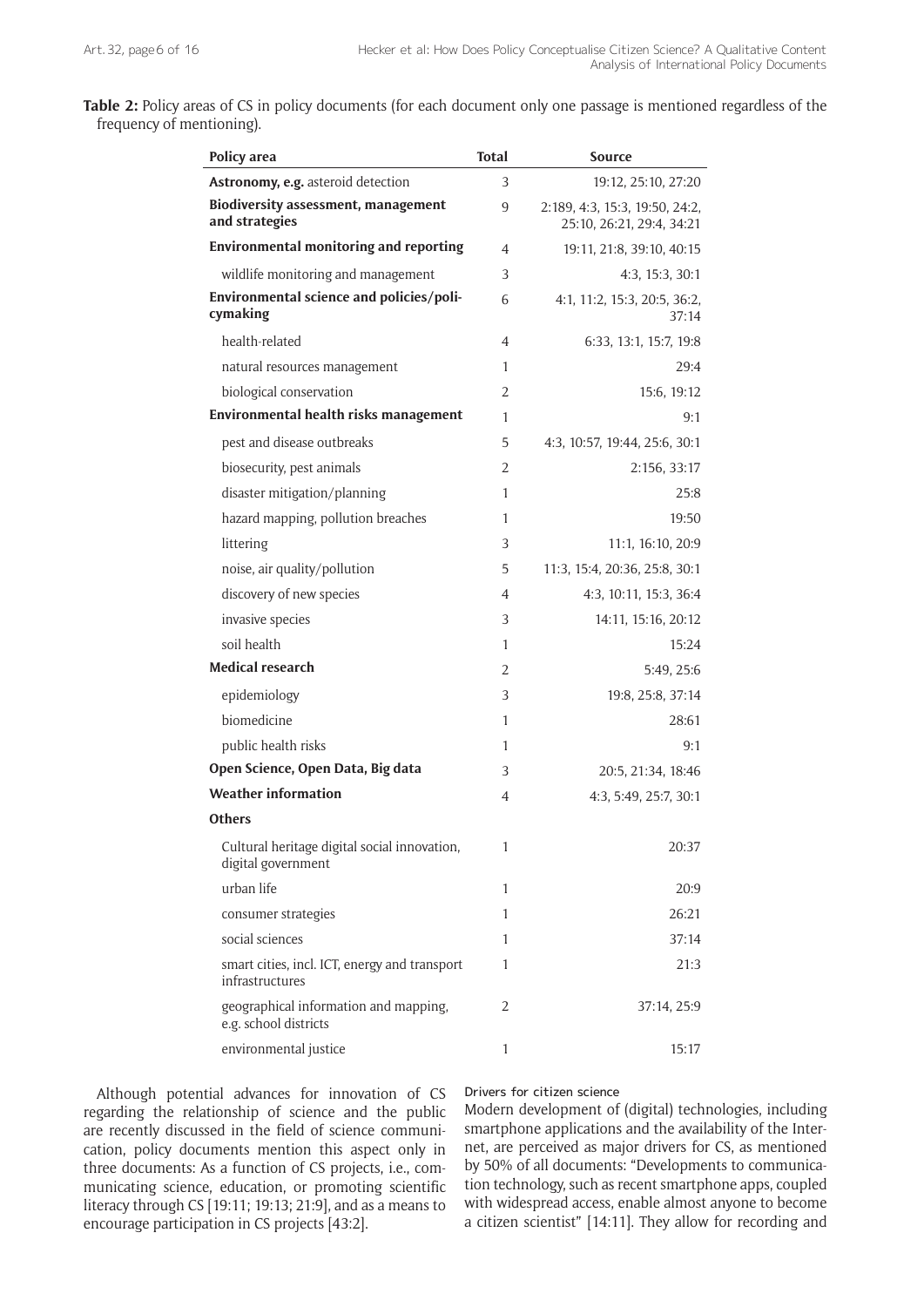**Table 2:** Policy areas of CS in policy documents (for each document only one passage is mentioned regardless of the frequency of mentioning).

| Policy area | Total | Source |
|---|---|---|
| **Astronomy, e.g.** asteroid detection | 3 | 19:12, 25:10, 27:20 |
| **Biodiversity assessment, management and strategies** | 9 | 2:189, 4:3, 15:3, 19:50, 24:2, 25:10, 26:21, 29:4, 34:21 |
| **Environmental monitoring and reporting** | 4 | 19:11, 21:8, 39:10, 40:15 |
| wildlife monitoring and management | 3 | 4:3, 15:3, 30:1 |
| **Environmental science and policies/policymaking** | 6 | 4:1, 11:2, 15:3, 20:5, 36:2, 37:14 |
| health-related | 4 | 6:33, 13:1, 15:7, 19:8 |
| natural resources management | 1 | 29:4 |
| biological conservation | 2 | 15:6, 19:12 |
| **Environmental health risks management** | 1 | 9:1 |
| pest and disease outbreaks | 5 | 4:3, 10:57, 19:44, 25:6, 30:1 |
| biosecurity, pest animals | 2 | 2:156, 33:17 |
| disaster mitigation/planning | 1 | 25:8 |
| hazard mapping, pollution breaches | 1 | 19:50 |
| littering | 3 | 11:1, 16:10, 20:9 |
| noise, air quality/pollution | 5 | 11:3, 15:4, 20:36, 25:8, 30:1 |
| discovery of new species | 4 | 4:3, 10:11, 15:3, 36:4 |
| invasive species | 3 | 14:11, 15:16, 20:12 |
| soil health | 1 | 15:24 |
| **Medical research** | 2 | 5:49, 25:6 |
| epidemiology | 3 | 19:8, 25:8, 37:14 |
| biomedicine | 1 | 28:61 |
| public health risks | 1 | 9:1 |
| **Open Science, Open Data, Big data** | 3 | 20:5, 21:34, 18:46 |
| **Weather information** | 4 | 4:3, 5:49, 25:7, 30:1 |
| **Others** | | |
| Cultural heritage digital social innovation, digital government | 1 | 20:37 |
| urban life | 1 | 20:9 |
| consumer strategies | 1 | 26:21 |
| social sciences | 1 | 37:14 |
| smart cities, incl. ICT, energy and transport infrastructures | 1 | 21:3 |
| geographical information and mapping, e.g. school districts | 2 | 37:14, 25:9 |
| environmental justice | 1 | 15:17 |

Although potential advances for innovation of CS regarding the relationship of science and the public are recently discussed in the field of science communication, policy documents mention this aspect only in three documents: As a function of CS projects, i.e., communicating science, education, or promoting scientific literacy through CS [19:11; 19:13; 21:9], and as a means to encourage participation in CS projects [43:2].

#### Drivers for citizen science

Modern development of (digital) technologies, including smartphone applications and the availability of the Internet, are perceived as major drivers for CS, as mentioned by 50% of all documents: "Developments to communication technology, such as recent smartphone apps, coupled with widespread access, enable almost anyone to become a citizen scientist" [14:11]. They allow for recording and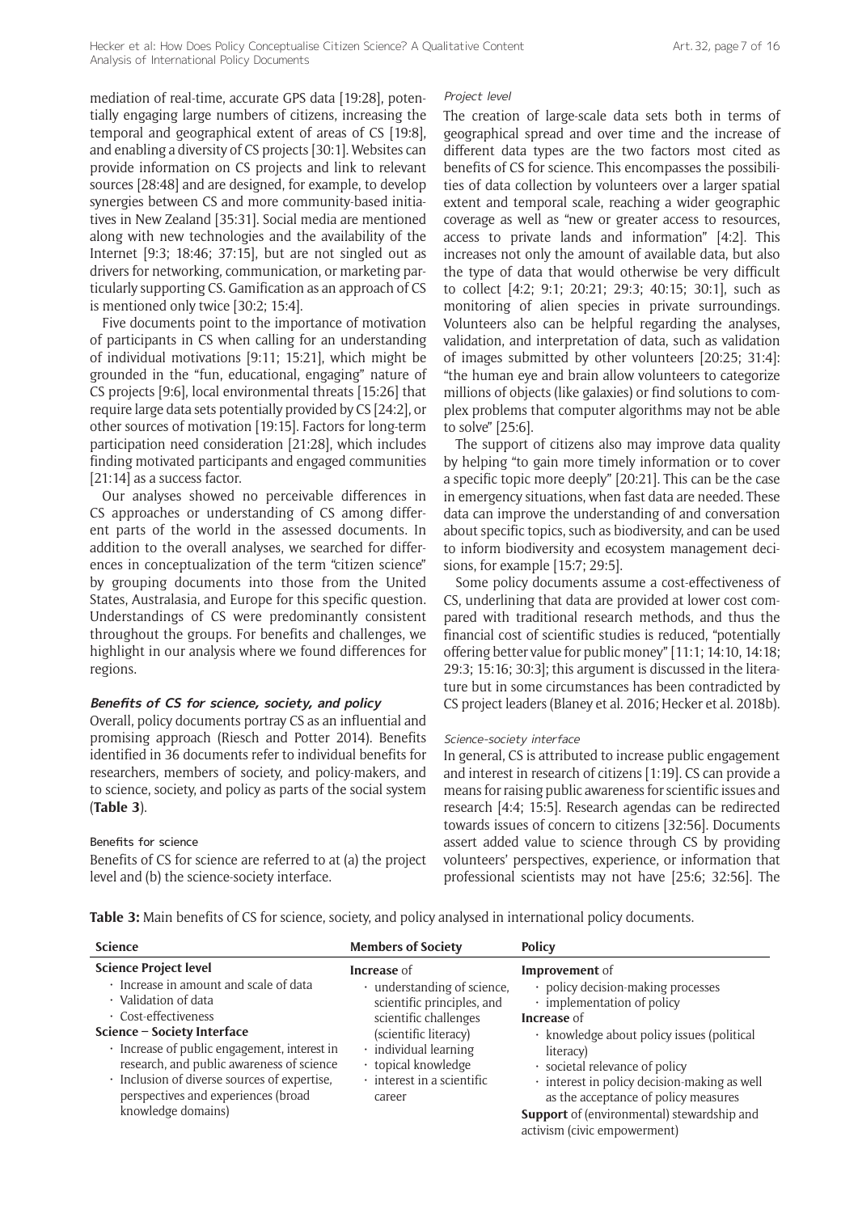mediation of real-time, accurate GPS data [19:28], potentially engaging large numbers of citizens, increasing the temporal and geographical extent of areas of CS [19:8], and enabling a diversity of CS projects [30:1]. Websites can provide information on CS projects and link to relevant sources [28:48] and are designed, for example, to develop synergies between CS and more community-based initiatives in New Zealand [35:31]. Social media are mentioned along with new technologies and the availability of the Internet [9:3; 18:46; 37:15], but are not singled out as drivers for networking, communication, or marketing particularly supporting CS. Gamification as an approach of CS is mentioned only twice [30:2; 15:4].

Five documents point to the importance of motivation of participants in CS when calling for an understanding of individual motivations [9:11; 15:21], which might be grounded in the "fun, educational, engaging" nature of CS projects [9:6], local environmental threats [15:26] that require large data sets potentially provided by CS [24:2], or other sources of motivation [19:15]. Factors for long-term participation need consideration [21:28], which includes finding motivated participants and engaged communities [21:14] as a success factor.

Our analyses showed no perceivable differences in CS approaches or understanding of CS among different parts of the world in the assessed documents. In addition to the overall analyses, we searched for differences in conceptualization of the term "citizen science" by grouping documents into those from the United States, Australasia, and Europe for this specific question. Understandings of CS were predominantly consistent throughout the groups. For benefits and challenges, we highlight in our analysis where we found differences for regions.

### *Benefits of CS for science, society, and policy*

Overall, policy documents portray CS as an influential and promising approach (Riesch and Potter 2014). Benefits identified in 36 documents refer to individual benefits for researchers, members of society, and policy-makers, and to science, society, and policy as parts of the social system (**Table 3**).

#### Benefits for science

Benefits of CS for science are referred to at (a) the project level and (b) the science-society interface.

##### *Project level*

The creation of large-scale data sets both in terms of geographical spread and over time and the increase of different data types are the two factors most cited as benefits of CS for science. This encompasses the possibilities of data collection by volunteers over a larger spatial extent and temporal scale, reaching a wider geographic coverage as well as "new or greater access to resources, access to private lands and information" [4:2]. This increases not only the amount of available data, but also the type of data that would otherwise be very difficult to collect [4:2; 9:1; 20:21; 29:3; 40:15; 30:1], such as monitoring of alien species in private surroundings. Volunteers also can be helpful regarding the analyses, validation, and interpretation of data, such as validation of images submitted by other volunteers [20:25; 31:4]: "the human eye and brain allow volunteers to categorize millions of objects (like galaxies) or find solutions to complex problems that computer algorithms may not be able to solve" [25:6].

The support of citizens also may improve data quality by helping "to gain more timely information or to cover a specific topic more deeply" [20:21]. This can be the case in emergency situations, when fast data are needed. These data can improve the understanding of and conversation about specific topics, such as biodiversity, and can be used to inform biodiversity and ecosystem management decisions, for example [15:7; 29:5].

Some policy documents assume a cost-effectiveness of CS, underlining that data are provided at lower cost compared with traditional research methods, and thus the financial cost of scientific studies is reduced, "potentially offering better value for public money" [11:1; 14:10, 14:18; 29:3; 15:16; 30:3]; this argument is discussed in the literature but in some circumstances has been contradicted by CS project leaders (Blaney et al. 2016; Hecker et al. 2018b).

##### *Science-society interface*

In general, CS is attributed to increase public engagement and interest in research of citizens [1:19]. CS can provide a means for raising public awareness for scientific issues and research [4:4; 15:5]. Research agendas can be redirected towards issues of concern to citizens [32:56]. Documents assert added value to science through CS by providing volunteers' perspectives, experience, or information that professional scientists may not have [25:6; 32:56]. The

**Table 3:** Main benefits of CS for science, society, and policy analysed in international policy documents.

| Science | Members of Society | Policy |
|---|---|---|
| **Science Project level**<br>· Increase in amount and scale of data<br>· Validation of data<br>· Cost-effectiveness<br>**Science – Society Interface**<br>· Increase of public engagement, interest in research, and public awareness of science<br>· Inclusion of diverse sources of expertise, perspectives and experiences (broad knowledge domains) | **Increase** of<br>· understanding of science, scientific principles, and scientific challenges (scientific literacy)<br>· individual learning<br>· topical knowledge<br>· interest in a scientific career | **Improvement** of<br>· policy decision-making processes<br>· implementation of policy<br>**Increase** of<br>· knowledge about policy issues (political literacy)<br>· societal relevance of policy<br>· interest in policy decision-making as well as the acceptance of policy measures<br>**Support** of (environmental) stewardship and activism (civic empowerment) |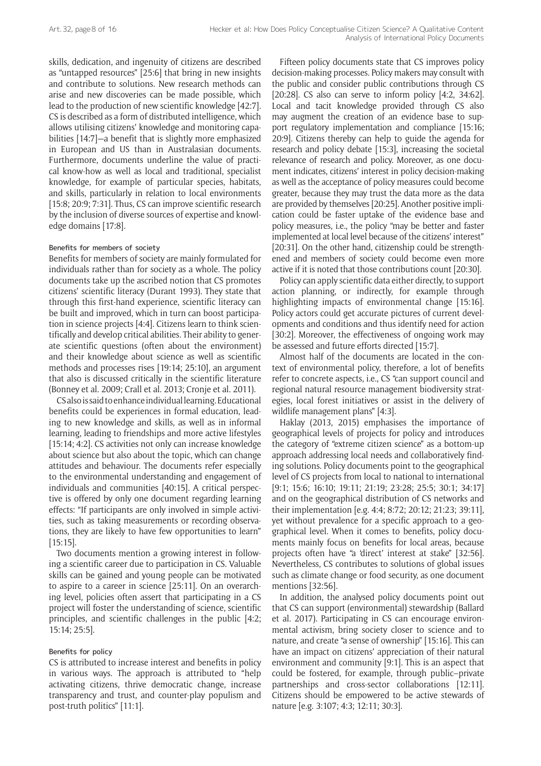skills, dedication, and ingenuity of citizens are described as "untapped resources" [25:6] that bring in new insights and contribute to solutions. New research methods can arise and new discoveries can be made possible, which lead to the production of new scientific knowledge [42:7]. CS is described as a form of distributed intelligence, which allows utilising citizens' knowledge and monitoring capabilities [14:7]—a benefit that is slightly more emphasized in European and US than in Australasian documents. Furthermore, documents underline the value of practical know-how as well as local and traditional, specialist knowledge, for example of particular species, habitats, and skills, particularly in relation to local environments [15:8; 20:9; 7:31]. Thus, CS can improve scientific research by the inclusion of diverse sources of expertise and knowledge domains [17:8].

#### Benefits for members of society

Benefits for members of society are mainly formulated for individuals rather than for society as a whole. The policy documents take up the ascribed notion that CS promotes citizens' scientific literacy (Durant 1993). They state that through this first-hand experience, scientific literacy can be built and improved, which in turn can boost participation in science projects [4:4]. Citizens learn to think scientifically and develop critical abilities. Their ability to generate scientific questions (often about the environment) and their knowledge about science as well as scientific methods and processes rises [19:14; 25:10], an argument that also is discussed critically in the scientific literature (Bonney et al. 2009; Crall et al. 2013; Cronje et al. 2011).

CS also is said to enhance individual learning. Educational benefits could be experiences in formal education, leading to new knowledge and skills, as well as in informal learning, leading to friendships and more active lifestyles [15:14; 4:2]. CS activities not only can increase knowledge about science but also about the topic, which can change attitudes and behaviour. The documents refer especially to the environmental understanding and engagement of individuals and communities [40:15]. A critical perspective is offered by only one document regarding learning effects: "If participants are only involved in simple activities, such as taking measurements or recording observations, they are likely to have few opportunities to learn" [15:15].

Two documents mention a growing interest in following a scientific career due to participation in CS. Valuable skills can be gained and young people can be motivated to aspire to a career in science [25:11]. On an overarching level, policies often assert that participating in a CS project will foster the understanding of science, scientific principles, and scientific challenges in the public [4:2; 15:14; 25:5].

#### Benefits for policy

CS is attributed to increase interest and benefits in policy in various ways. The approach is attributed to "help activating citizens, thrive democratic change, increase transparency and trust, and counter-play populism and post-truth politics" [11:1].

Fifteen policy documents state that CS improves policy decision-making processes. Policy makers may consult with the public and consider public contributions through CS [20:28]. CS also can serve to inform policy [4:2, 34:62]. Local and tacit knowledge provided through CS also may augment the creation of an evidence base to support regulatory implementation and compliance [15:16; 20:9]. Citizens thereby can help to guide the agenda for research and policy debate [15:3], increasing the societal relevance of research and policy. Moreover, as one document indicates, citizens' interest in policy decision-making as well as the acceptance of policy measures could become greater, because they may trust the data more as the data are provided by themselves [20:25]. Another positive implication could be faster uptake of the evidence base and policy measures, i.e., the policy "may be better and faster implemented at local level because of the citizens' interest" [20:31]. On the other hand, citizenship could be strengthened and members of society could become even more active if it is noted that those contributions count [20:30].

Policy can apply scientific data either directly, to support action planning, or indirectly, for example through highlighting impacts of environmental change [15:16]. Policy actors could get accurate pictures of current developments and conditions and thus identify need for action [30:2]. Moreover, the effectiveness of ongoing work may be assessed and future efforts directed [15:7].

Almost half of the documents are located in the context of environmental policy, therefore, a lot of benefits refer to concrete aspects, i.e., CS "can support council and regional natural resource management biodiversity strategies, local forest initiatives or assist in the delivery of wildlife management plans" [4:3].

Haklay (2013, 2015) emphasises the importance of geographical levels of projects for policy and introduces the category of "extreme citizen science" as a bottom-up approach addressing local needs and collaboratively finding solutions. Policy documents point to the geographical level of CS projects from local to national to international [9:1; 15:6; 16:10; 19:11; 21:19; 23:28; 25:5; 30:1; 34:17] and on the geographical distribution of CS networks and their implementation [e.g. 4:4; 8:72; 20:12; 21:23; 39:11], yet without prevalence for a specific approach to a geographical level. When it comes to benefits, policy documents mainly focus on benefits for local areas, because projects often have "a 'direct' interest at stake" [32:56]. Nevertheless, CS contributes to solutions of global issues such as climate change or food security, as one document mentions [32:56].

In addition, the analysed policy documents point out that CS can support (environmental) stewardship (Ballard et al. 2017). Participating in CS can encourage environmental activism, bring society closer to science and to nature, and create "a sense of ownership" [15:16]. This can have an impact on citizens' appreciation of their natural environment and community [9:1]. This is an aspect that could be fostered, for example, through public–private partnerships and cross-sector collaborations [12:11]. Citizens should be empowered to be active stewards of nature [e.g. 3:107; 4:3; 12:11; 30:3].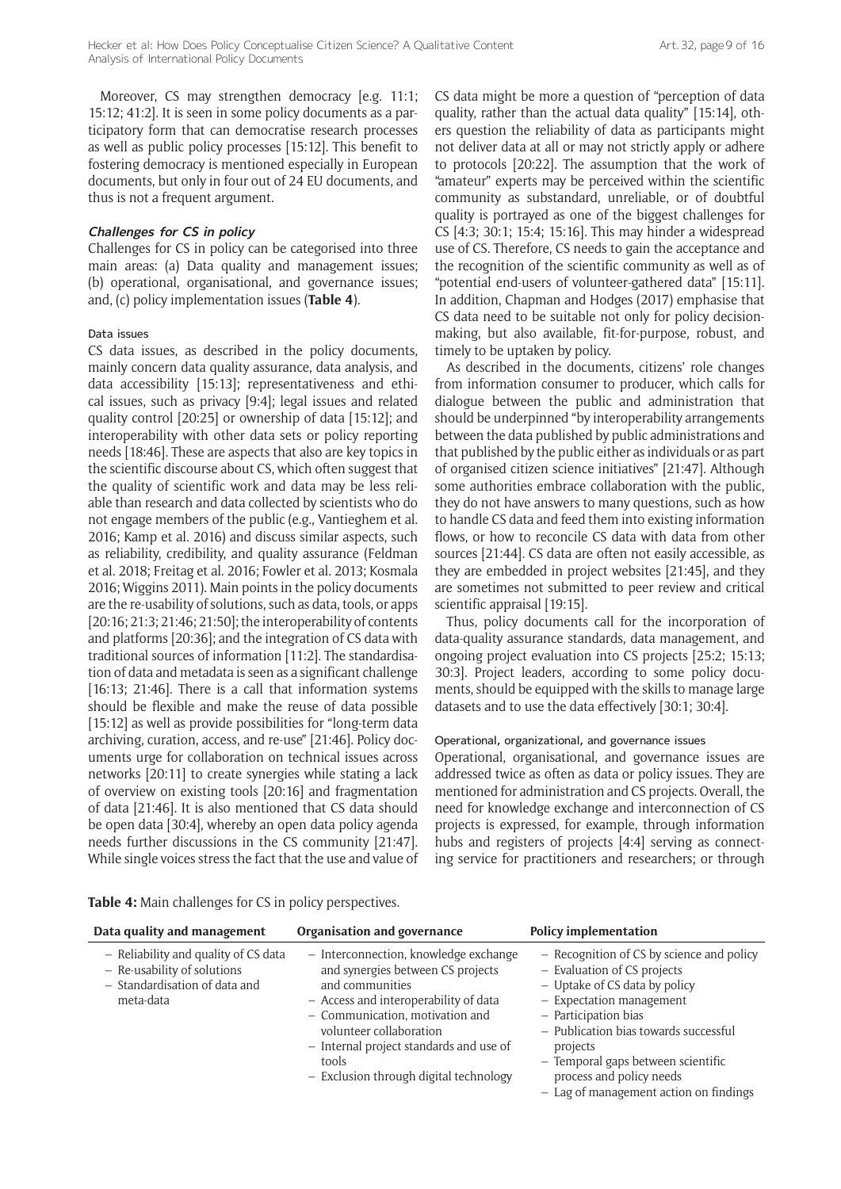Moreover, CS may strengthen democracy [e.g. 11:1; 15:12; 41:2]. It is seen in some policy documents as a participatory form that can democratise research processes as well as public policy processes [15:12]. This benefit to fostering democracy is mentioned especially in European documents, but only in four out of 24 EU documents, and thus is not a frequent argument.

### *Challenges for CS in policy*

Challenges for CS in policy can be categorised into three main areas: (a) Data quality and management issues; (b) operational, organisational, and governance issues; and, (c) policy implementation issues (**Table 4**).

#### Data issues

CS data issues, as described in the policy documents, mainly concern data quality assurance, data analysis, and data accessibility [15:13]; representativeness and ethical issues, such as privacy [9:4]; legal issues and related quality control [20:25] or ownership of data [15:12]; and interoperability with other data sets or policy reporting needs [18:46]. These are aspects that also are key topics in the scientific discourse about CS, which often suggest that the quality of scientific work and data may be less reliable than research and data collected by scientists who do not engage members of the public (e.g., Vantieghem et al. 2016; Kamp et al. 2016) and discuss similar aspects, such as reliability, credibility, and quality assurance (Feldman et al. 2018; Freitag et al. 2016; Fowler et al. 2013; Kosmala 2016; Wiggins 2011). Main points in the policy documents are the re-usability of solutions, such as data, tools, or apps [20:16; 21:3; 21:46; 21:50]; the interoperability of contents and platforms [20:36]; and the integration of CS data with traditional sources of information [11:2]. The standardisation of data and metadata is seen as a significant challenge [16:13; 21:46]. There is a call that information systems should be flexible and make the reuse of data possible [15:12] as well as provide possibilities for "long-term data archiving, curation, access, and re-use" [21:46]. Policy documents urge for collaboration on technical issues across networks [20:11] to create synergies while stating a lack of overview on existing tools [20:16] and fragmentation of data [21:46]. It is also mentioned that CS data should be open data [30:4], whereby an open data policy agenda needs further discussions in the CS community [21:47]. While single voices stress the fact that the use and value of CS data might be more a question of "perception of data quality, rather than the actual data quality" [15:14], others question the reliability of data as participants might not deliver data at all or may not strictly apply or adhere to protocols [20:22]. The assumption that the work of "amateur" experts may be perceived within the scientific community as substandard, unreliable, or of doubtful quality is portrayed as one of the biggest challenges for CS [4:3; 30:1; 15:4; 15:16]. This may hinder a widespread use of CS. Therefore, CS needs to gain the acceptance and the recognition of the scientific community as well as of "potential end-users of volunteer-gathered data" [15:11]. In addition, Chapman and Hodges (2017) emphasise that CS data need to be suitable not only for policy decision-making, but also available, fit-for-purpose, robust, and timely to be uptaken by policy.

As described in the documents, citizens' role changes from information consumer to producer, which calls for dialogue between the public and administration that should be underpinned "by interoperability arrangements between the data published by public administrations and that published by the public either as individuals or as part of organised citizen science initiatives" [21:47]. Although some authorities embrace collaboration with the public, they do not have answers to many questions, such as how to handle CS data and feed them into existing information flows, or how to reconcile CS data with data from other sources [21:44]. CS data are often not easily accessible, as they are embedded in project websites [21:45], and they are sometimes not submitted to peer review and critical scientific appraisal [19:15].

Thus, policy documents call for the incorporation of data-quality assurance standards, data management, and ongoing project evaluation into CS projects [25:2; 15:13; 30:3]. Project leaders, according to some policy documents, should be equipped with the skills to manage large datasets and to use the data effectively [30:1; 30:4].

#### Operational, organizational, and governance issues

Operational, organisational, and governance issues are addressed twice as often as data or policy issues. They are mentioned for administration and CS projects. Overall, the need for knowledge exchange and interconnection of CS projects is expressed, for example, through information hubs and registers of projects [4:4] serving as connecting service for practitioners and researchers; or through

**Table 4:** Main challenges for CS in policy perspectives.

| Data quality and management | Organisation and governance | Policy implementation |
|---|---|---|
| – Reliability and quality of CS data<br>– Re-usability of solutions<br>– Standardisation of data and meta-data | – Interconnection, knowledge exchange and synergies between CS projects and communities<br>– Access and interoperability of data<br>– Communication, motivation and volunteer collaboration<br>– Internal project standards and use of tools<br>– Exclusion through digital technology | – Recognition of CS by science and policy<br>– Evaluation of CS projects<br>– Uptake of CS data by policy<br>– Expectation management<br>– Participation bias<br>– Publication bias towards successful projects<br>– Temporal gaps between scientific process and policy needs<br>– Lag of management action on findings |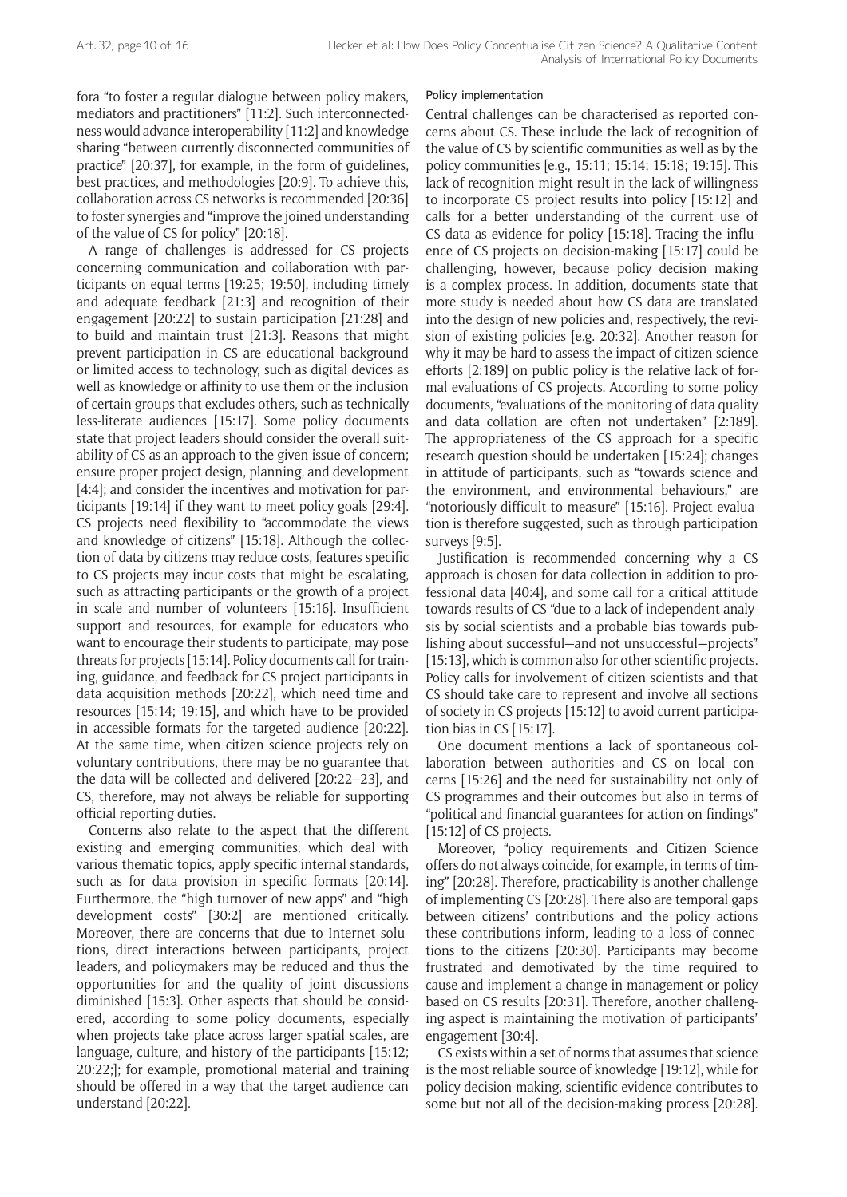fora "to foster a regular dialogue between policy makers, mediators and practitioners" [11:2]. Such interconnectedness would advance interoperability [11:2] and knowledge sharing "between currently disconnected communities of practice" [20:37], for example, in the form of guidelines, best practices, and methodologies [20:9]. To achieve this, collaboration across CS networks is recommended [20:36] to foster synergies and "improve the joined understanding of the value of CS for policy" [20:18].

A range of challenges is addressed for CS projects concerning communication and collaboration with participants on equal terms [19:25; 19:50], including timely and adequate feedback [21:3] and recognition of their engagement [20:22] to sustain participation [21:28] and to build and maintain trust [21:3]. Reasons that might prevent participation in CS are educational background or limited access to technology, such as digital devices as well as knowledge or affinity to use them or the inclusion of certain groups that excludes others, such as technically less-literate audiences [15:17]. Some policy documents state that project leaders should consider the overall suitability of CS as an approach to the given issue of concern; ensure proper project design, planning, and development [4:4]; and consider the incentives and motivation for participants [19:14] if they want to meet policy goals [29:4]. CS projects need flexibility to "accommodate the views and knowledge of citizens" [15:18]. Although the collection of data by citizens may reduce costs, features specific to CS projects may incur costs that might be escalating, such as attracting participants or the growth of a project in scale and number of volunteers [15:16]. Insufficient support and resources, for example for educators who want to encourage their students to participate, may pose threats for projects [15:14]. Policy documents call for training, guidance, and feedback for CS project participants in data acquisition methods [20:22], which need time and resources [15:14; 19:15], and which have to be provided in accessible formats for the targeted audience [20:22]. At the same time, when citizen science projects rely on voluntary contributions, there may be no guarantee that the data will be collected and delivered [20:22–23], and CS, therefore, may not always be reliable for supporting official reporting duties.

Concerns also relate to the aspect that the different existing and emerging communities, which deal with various thematic topics, apply specific internal standards, such as for data provision in specific formats [20:14]. Furthermore, the "high turnover of new apps" and "high development costs" [30:2] are mentioned critically. Moreover, there are concerns that due to Internet solutions, direct interactions between participants, project leaders, and policymakers may be reduced and thus the opportunities for and the quality of joint discussions diminished [15:3]. Other aspects that should be considered, according to some policy documents, especially when projects take place across larger spatial scales, are language, culture, and history of the participants [15:12; 20:22;]; for example, promotional material and training should be offered in a way that the target audience can understand [20:22].

#### Policy implementation

Central challenges can be characterised as reported concerns about CS. These include the lack of recognition of the value of CS by scientific communities as well as by the policy communities [e.g., 15:11; 15:14; 15:18; 19:15]. This lack of recognition might result in the lack of willingness to incorporate CS project results into policy [15:12] and calls for a better understanding of the current use of CS data as evidence for policy [15:18]. Tracing the influence of CS projects on decision-making [15:17] could be challenging, however, because policy decision making is a complex process. In addition, documents state that more study is needed about how CS data are translated into the design of new policies and, respectively, the revision of existing policies [e.g. 20:32]. Another reason for why it may be hard to assess the impact of citizen science efforts [2:189] on public policy is the relative lack of formal evaluations of CS projects. According to some policy documents, "evaluations of the monitoring of data quality and data collation are often not undertaken" [2:189]. The appropriateness of the CS approach for a specific research question should be undertaken [15:24]; changes in attitude of participants, such as "towards science and the environment, and environmental behaviours," are "notoriously difficult to measure" [15:16]. Project evaluation is therefore suggested, such as through participation surveys [9:5].

Justification is recommended concerning why a CS approach is chosen for data collection in addition to professional data [40:4], and some call for a critical attitude towards results of CS "due to a lack of independent analysis by social scientists and a probable bias towards publishing about successful—and not unsuccessful—projects" [15:13], which is common also for other scientific projects. Policy calls for involvement of citizen scientists and that CS should take care to represent and involve all sections of society in CS projects [15:12] to avoid current participation bias in CS [15:17].

One document mentions a lack of spontaneous collaboration between authorities and CS on local concerns [15:26] and the need for sustainability not only of CS programmes and their outcomes but also in terms of "political and financial guarantees for action on findings" [15:12] of CS projects.

Moreover, "policy requirements and Citizen Science offers do not always coincide, for example, in terms of timing" [20:28]. Therefore, practicability is another challenge of implementing CS [20:28]. There also are temporal gaps between citizens' contributions and the policy actions these contributions inform, leading to a loss of connections to the citizens [20:30]. Participants may become frustrated and demotivated by the time required to cause and implement a change in management or policy based on CS results [20:31]. Therefore, another challenging aspect is maintaining the motivation of participants' engagement [30:4].

CS exists within a set of norms that assumes that science is the most reliable source of knowledge [19:12], while for policy decision-making, scientific evidence contributes to some but not all of the decision-making process [20:28].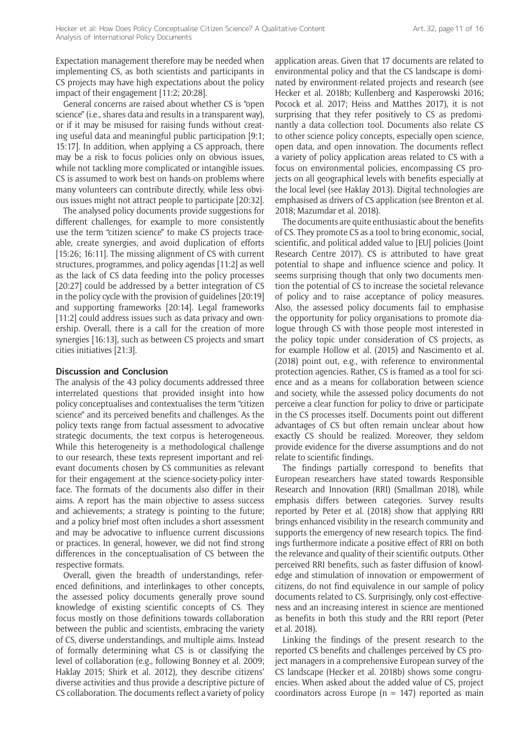Expectation management therefore may be needed when implementing CS, as both scientists and participants in CS projects may have high expectations about the policy impact of their engagement [11:2; 20:28].

General concerns are raised about whether CS is "open science" (i.e., shares data and results in a transparent way), or if it may be misused for raising funds without creating useful data and meaningful public participation [9:1; 15:17]. In addition, when applying a CS approach, there may be a risk to focus policies only on obvious issues, while not tackling more complicated or intangible issues. CS is assumed to work best on hands-on problems where many volunteers can contribute directly, while less obvious issues might not attract people to participate [20:32].

The analysed policy documents provide suggestions for different challenges, for example to more consistently use the term "citizen science" to make CS projects traceable, create synergies, and avoid duplication of efforts [15:26; 16:11]. The missing alignment of CS with current structures, programmes, and policy agendas [11:2] as well as the lack of CS data feeding into the policy processes [20:27] could be addressed by a better integration of CS in the policy cycle with the provision of guidelines [20:19] and supporting frameworks [20:14]. Legal frameworks [11:2] could address issues such as data privacy and ownership. Overall, there is a call for the creation of more synergies [16:13], such as between CS projects and smart cities initiatives [21:3].

## Discussion and Conclusion

The analysis of the 43 policy documents addressed three interrelated questions that provided insight into how policy conceptualises and contextualises the term "citizen science" and its perceived benefits and challenges. As the policy texts range from factual assessment to advocative strategic documents, the text corpus is heterogeneous. While this heterogeneity is a methodological challenge to our research, these texts represent important and relevant documents chosen by CS communities as relevant for their engagement at the science-society-policy interface. The formats of the documents also differ in their aims. A report has the main objective to assess success and achievements; a strategy is pointing to the future; and a policy brief most often includes a short assessment and may be advocative to influence current discussions or practices. In general, however, we did not find strong differences in the conceptualisation of CS between the respective formats.

Overall, given the breadth of understandings, referenced definitions, and interlinkages to other concepts, the assessed policy documents generally prove sound knowledge of existing scientific concepts of CS. They focus mostly on those definitions towards collaboration between the public and scientists, embracing the variety of CS, diverse understandings, and multiple aims. Instead of formally determining what CS is or classifying the level of collaboration (e.g., following Bonney et al. 2009; Haklay 2015; Shirk et al. 2012), they describe citizens' diverse activities and thus provide a descriptive picture of CS collaboration. The documents reflect a variety of policy application areas. Given that 17 documents are related to environmental policy and that the CS landscape is dominated by environment-related projects and research (see Hecker et al. 2018b; Kullenberg and Kasperowski 2016; Pocock et al. 2017; Heiss and Matthes 2017), it is not surprising that they refer positively to CS as predominantly a data collection tool. Documents also relate CS to other science policy concepts, especially open science, open data, and open innovation. The documents reflect a variety of policy application areas related to CS with a focus on environmental policies, encompassing CS projects on all geographical levels with benefits especially at the local level (see Haklay 2013). Digital technologies are emphasised as drivers of CS application (see Brenton et al. 2018; Mazumdar et al. 2018).

The documents are quite enthusiastic about the benefits of CS. They promote CS as a tool to bring economic, social, scientific, and political added value to [EU] policies (Joint Research Centre 2017). CS is attributed to have great potential to shape and influence science and policy. It seems surprising though that only two documents mention the potential of CS to increase the societal relevance of policy and to raise acceptance of policy measures. Also, the assessed policy documents fail to emphasise the opportunity for policy organisations to promote dialogue through CS with those people most interested in the policy topic under consideration of CS projects, as for example Hollow et al. (2015) and Nascimento et al. (2018) point out, e.g., with reference to environmental protection agencies. Rather, CS is framed as a tool for science and as a means for collaboration between science and society, while the assessed policy documents do not perceive a clear function for policy to drive or participate in the CS processes itself. Documents point out different advantages of CS but often remain unclear about how exactly CS should be realized. Moreover, they seldom provide evidence for the diverse assumptions and do not relate to scientific findings.

The findings partially correspond to benefits that European researchers have stated towards Responsible Research and Innovation (RRI) (Smallman 2018), while emphasis differs between categories. Survey results reported by Peter et al. (2018) show that applying RRI brings enhanced visibility in the research community and supports the emergency of new research topics. The findings furthermore indicate a positive effect of RRI on both the relevance and quality of their scientific outputs. Other perceived RRI benefits, such as faster diffusion of knowledge and stimulation of innovation or empowerment of citizens, do not find equivalence in our sample of policy documents related to CS. Surprisingly, only cost-effectiveness and an increasing interest in science are mentioned as benefits in both this study and the RRI report (Peter et al. 2018).

Linking the findings of the present research to the reported CS benefits and challenges perceived by CS project managers in a comprehensive European survey of the CS landscape (Hecker et al. 2018b) shows some congruencies. When asked about the added value of CS, project coordinators across Europe (n = 147) reported as main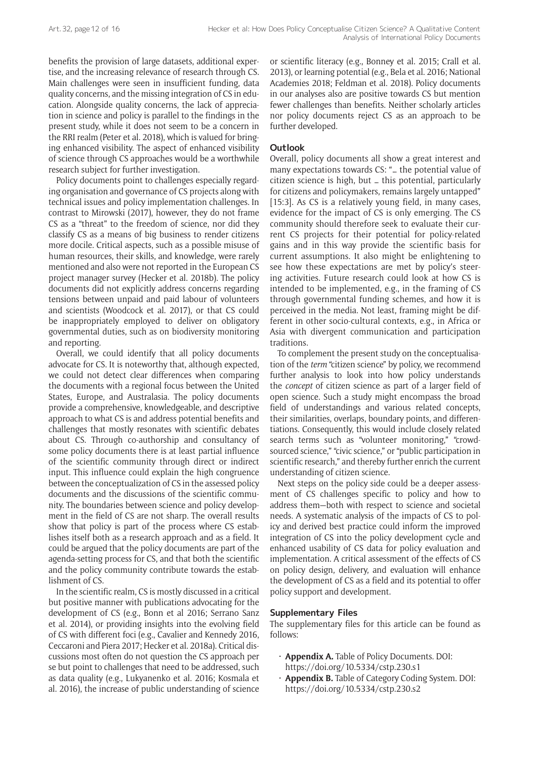benefits the provision of large datasets, additional expertise, and the increasing relevance of research through CS. Main challenges were seen in insufficient funding, data quality concerns, and the missing integration of CS in education. Alongside quality concerns, the lack of appreciation in science and policy is parallel to the findings in the present study, while it does not seem to be a concern in the RRI realm (Peter et al. 2018), which is valued for bringing enhanced visibility. The aspect of enhanced visibility of science through CS approaches would be a worthwhile research subject for further investigation.

Policy documents point to challenges especially regarding organisation and governance of CS projects along with technical issues and policy implementation challenges. In contrast to Mirowski (2017), however, they do not frame CS as a "threat" to the freedom of science, nor did they classify CS as a means of big business to render citizens more docile. Critical aspects, such as a possible misuse of human resources, their skills, and knowledge, were rarely mentioned and also were not reported in the European CS project manager survey (Hecker et al. 2018b). The policy documents did not explicitly address concerns regarding tensions between unpaid and paid labour of volunteers and scientists (Woodcock et al. 2017), or that CS could be inappropriately employed to deliver on obligatory governmental duties, such as on biodiversity monitoring and reporting.

Overall, we could identify that all policy documents advocate for CS. It is noteworthy that, although expected, we could not detect clear differences when comparing the documents with a regional focus between the United States, Europe, and Australasia. The policy documents provide a comprehensive, knowledgeable, and descriptive approach to what CS is and address potential benefits and challenges that mostly resonates with scientific debates about CS. Through co-authorship and consultancy of some policy documents there is at least partial influence of the scientific community through direct or indirect input. This influence could explain the high congruence between the conceptualization of CS in the assessed policy documents and the discussions of the scientific community. The boundaries between science and policy development in the field of CS are not sharp. The overall results show that policy is part of the process where CS establishes itself both as a research approach and as a field. It could be argued that the policy documents are part of the agenda-setting process for CS, and that both the scientific and the policy community contribute towards the establishment of CS.

In the scientific realm, CS is mostly discussed in a critical but positive manner with publications advocating for the development of CS (e.g., Bonn et al 2016; Serrano Sanz et al. 2014), or providing insights into the evolving field of CS with different foci (e.g., Cavalier and Kennedy 2016, Ceccaroni and Piera 2017; Hecker et al. 2018a). Critical discussions most often do not question the CS approach per se but point to challenges that need to be addressed, such as data quality (e.g., Lukyanenko et al. 2016; Kosmala et al. 2016), the increase of public understanding of science or scientific literacy (e.g., Bonney et al. 2015; Crall et al. 2013), or learning potential (e.g., Bela et al. 2016; National Academies 2018; Feldman et al. 2018). Policy documents in our analyses also are positive towards CS but mention fewer challenges than benefits. Neither scholarly articles nor policy documents reject CS as an approach to be further developed.

### Outlook

Overall, policy documents all show a great interest and many expectations towards CS: "… the potential value of citizen science is high, but … this potential, particularly for citizens and policymakers, remains largely untapped" [15:3]. As CS is a relatively young field, in many cases, evidence for the impact of CS is only emerging. The CS community should therefore seek to evaluate their current CS projects for their potential for policy-related gains and in this way provide the scientific basis for current assumptions. It also might be enlightening to see how these expectations are met by policy's steering activities. Future research could look at how CS is intended to be implemented, e.g., in the framing of CS through governmental funding schemes, and how it is perceived in the media. Not least, framing might be different in other socio-cultural contexts, e.g., in Africa or Asia with divergent communication and participation traditions.

To complement the present study on the conceptualisation of the *term* "citizen science" by policy, we recommend further analysis to look into how policy understands the *concept* of citizen science as part of a larger field of open science. Such a study might encompass the broad field of understandings and various related concepts, their similarities, overlaps, boundary points, and differentiations. Consequently, this would include closely related search terms such as "volunteer monitoring," "crowdsourced science," "civic science," or "public participation in scientific research," and thereby further enrich the current understanding of citizen science.

Next steps on the policy side could be a deeper assessment of CS challenges specific to policy and how to address them—both with respect to science and societal needs. A systematic analysis of the impacts of CS to policy and derived best practice could inform the improved integration of CS into the policy development cycle and enhanced usability of CS data for policy evaluation and implementation. A critical assessment of the effects of CS on policy design, delivery, and evaluation will enhance the development of CS as a field and its potential to offer policy support and development.

### Supplementary Files

The supplementary files for this article can be found as follows:

- **Appendix A.** Table of Policy Documents. DOI: https://doi.org/10.5334/cstp.230.s1
- **Appendix B.** Table of Category Coding System. DOI: https://doi.org/10.5334/cstp.230.s2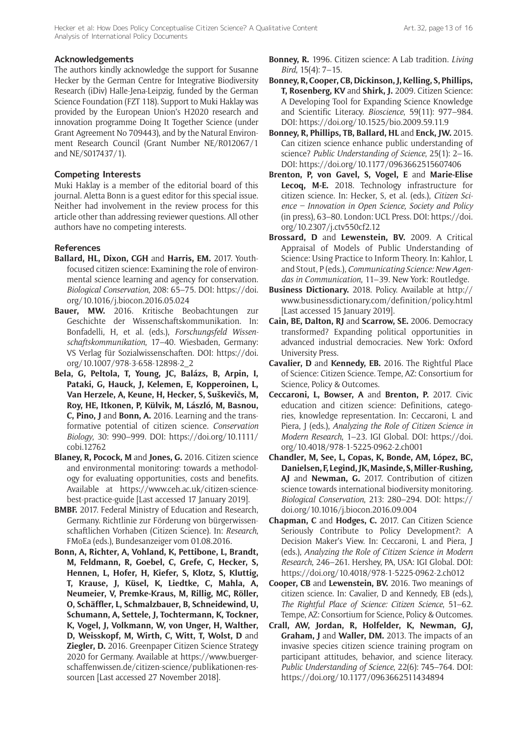## Acknowledgements

The authors kindly acknowledge the support for Susanne Hecker by the German Centre for Integrative Biodiversity Research (iDiv) Halle-Jena-Leipzig, funded by the German Science Foundation (FZT 118). Support to Muki Haklay was provided by the European Union's H2020 research and innovation programme Doing It Together Science (under Grant Agreement No 709443), and by the Natural Environment Research Council (Grant Number NE/R012067/1 and NE/S017437/1).

## Competing Interests

Muki Haklay is a member of the editorial board of this journal. Aletta Bonn is a guest editor for this special issue. Neither had involvement in the review process for this article other than addressing reviewer questions. All other authors have no competing interests.

## References

**Ballard, HL, Dixon, CGH** and **Harris, EM.** 2017. Youth-focused citizen science: Examining the role of environmental science learning and agency for conservation. *Biological Conservation*, 208: 65–75. DOI: https://doi.org/10.1016/j.biocon.2016.05.024

**Bauer, MW.** 2016. Kritische Beobachtungen zur Geschichte der Wissenschaftskommunikation. In: Bonfadelli, H, et al. (eds.), *Forschungsfeld Wissenschaftskommunikation*, 17–40. Wiesbaden, Germany: VS Verlag für Sozialwissenschaften. DOI: https://doi.org/10.1007/978-3-658-12898-2_2

**Bela, G, Peltola, T, Young, JC, Balázs, B, Arpin, I, Pataki, G, Hauck, J, Kelemen, E, Kopperoinen, L, Van Herzele, A, Keune, H, Hecker, S, Suškevičs, M, Roy, HE, Itkonen, P, Külvik, M, László, M, Basnou, C, Pino, J** and **Bonn, A.** 2016. Learning and the transformative potential of citizen science. *Conservation Biology*, 30: 990–999. DOI: https://doi.org/10.1111/cobi.12762

**Blaney, R, Pocock, M** and **Jones, G.** 2016. Citizen science and environmental monitoring: towards a methodology for evaluating opportunities, costs and benefits. Available at https://www.ceh.ac.uk/citizen-science-best-practice-guide [Last accessed 17 January 2019].

**BMBF.** 2017. Federal Ministry of Education and Research, Germany. Richtlinie zur Förderung von bürgerwissenschaftlichen Vorhaben (Citizen Science). In: *Research*, FMoEa (eds.), Bundesanzeiger vom 01.08.2016.

**Bonn, A, Richter, A, Vohland, K, Pettibone, L, Brandt, M, Feldmann, R, Goebel, C, Grefe, C, Hecker, S, Hennen, L, Hofer, H, Kiefer, S, Klotz, S, Kluttig, T, Krause, J, Küsel, K, Liedtke, C, Mahla, A, Neumeier, V, Premke-Kraus, M, Rillig, MC, Röller, O, Schäffler, L, Schmalzbauer, B, Schneidewind, U, Schumann, A, Settele, J, Tochtermann, K, Tockner, K, Vogel, J, Volkmann, W, von Unger, H, Walther, D, Weisskopf, M, Wirth, C, Witt, T, Wolst, D** and **Ziegler, D.** 2016. Greenpaper Citizen Science Strategy 2020 for Germany. Available at https://www.buergerschaffenwissen.de/citizen-science/publikationen-ressourcen [Last accessed 27 November 2018].

**Bonney, R.** 1996. Citizen science: A Lab tradition. *Living Bird*, 15(4): 7–15.

**Bonney, R, Cooper, CB, Dickinson, J, Kelling, S, Phillips, T, Rosenberg, KV** and **Shirk, J.** 2009. Citizen Science: A Developing Tool for Expanding Science Knowledge and Scientific Literacy. *Bioscience*, 59(11): 977–984. DOI: https://doi.org/10.1525/bio.2009.59.11.9

**Bonney, R, Phillips, TB, Ballard, HL** and **Enck, JW.** 2015. Can citizen science enhance public understanding of science? *Public Understanding of Science*, 25(1): 2–16. DOI: https://doi.org/10.1177/0963662515607406

**Brenton, P, von Gavel, S, Vogel, E** and **Marie-Elise Lecoq, M-E.** 2018. Technology infrastructure for citizen science. In: Hecker, S, et al. (eds.), *Citizen Science – Innovation in Open Science, Society and Policy* (in press), 63–80. London: UCL Press. DOI: https://doi.org/10.2307/j.ctv550cf2.12

**Brossard, D** and **Lewenstein, BV.** 2009. A Critical Appraisal of Models of Public Understanding of Science: Using Practice to Inform Theory. In: Kahlor, L and Stout, P (eds.), *Communicating Science: New Agendas in Communication*, 11–39. New York: Routledge.

**Business Dictionary.** 2018. Policy. Available at http://www.businessdictionary.com/definition/policy.html [Last accessed 15 January 2019].

**Cain, BE, Dalton, RJ** and **Scarrow, SE.** 2006. Democracy transformed? Expanding political opportunities in advanced industrial democracies. New York: Oxford University Press.

**Cavalier, D** and **Kennedy, EB.** 2016. The Rightful Place of Science: Citizen Science. Tempe, AZ: Consortium for Science, Policy & Outcomes.

**Ceccaroni, L, Bowser, A** and **Brenton, P.** 2017. Civic education and citizen science: Definitions, categories, knowledge representation. In: Ceccaroni, L and Piera, J (eds.), *Analyzing the Role of Citizen Science in Modern Research*, 1–23. IGI Global. DOI: https://doi.org/10.4018/978-1-5225-0962-2.ch001

**Chandler, M, See, L, Copas, K, Bonde, AM, López, BC, Danielsen, F, Legind, JK, Masinde, S, Miller-Rushing, AJ** and **Newman, G.** 2017. Contribution of citizen science towards international biodiversity monitoring. *Biological Conservation*, 213: 280–294. DOI: https://doi.org/10.1016/j.biocon.2016.09.004

**Chapman, C** and **Hodges, C.** 2017. Can Citizen Science Seriously Contribute to Policy Development?: A Decision Maker's View. In: Ceccaroni, L and Piera, J (eds.), *Analyzing the Role of Citizen Science in Modern Research*, 246–261. Hershey, PA, USA: IGI Global. DOI: https://doi.org/10.4018/978-1-5225-0962-2.ch012

**Cooper, CB** and **Lewenstein, BV.** 2016. Two meanings of citizen science. In: Cavalier, D and Kennedy, EB (eds.), *The Rightful Place of Science: Citizen Science*, 51–62. Tempe, AZ: Consortium for Science, Policy & Outcomes.

**Crall, AW, Jordan, R, Holfelder, K, Newman, GJ, Graham, J** and **Waller, DM.** 2013. The impacts of an invasive species citizen science training program on participant attitudes, behavior, and science literacy. *Public Understanding of Science*, 22(6): 745–764. DOI: https://doi.org/10.1177/0963662511434894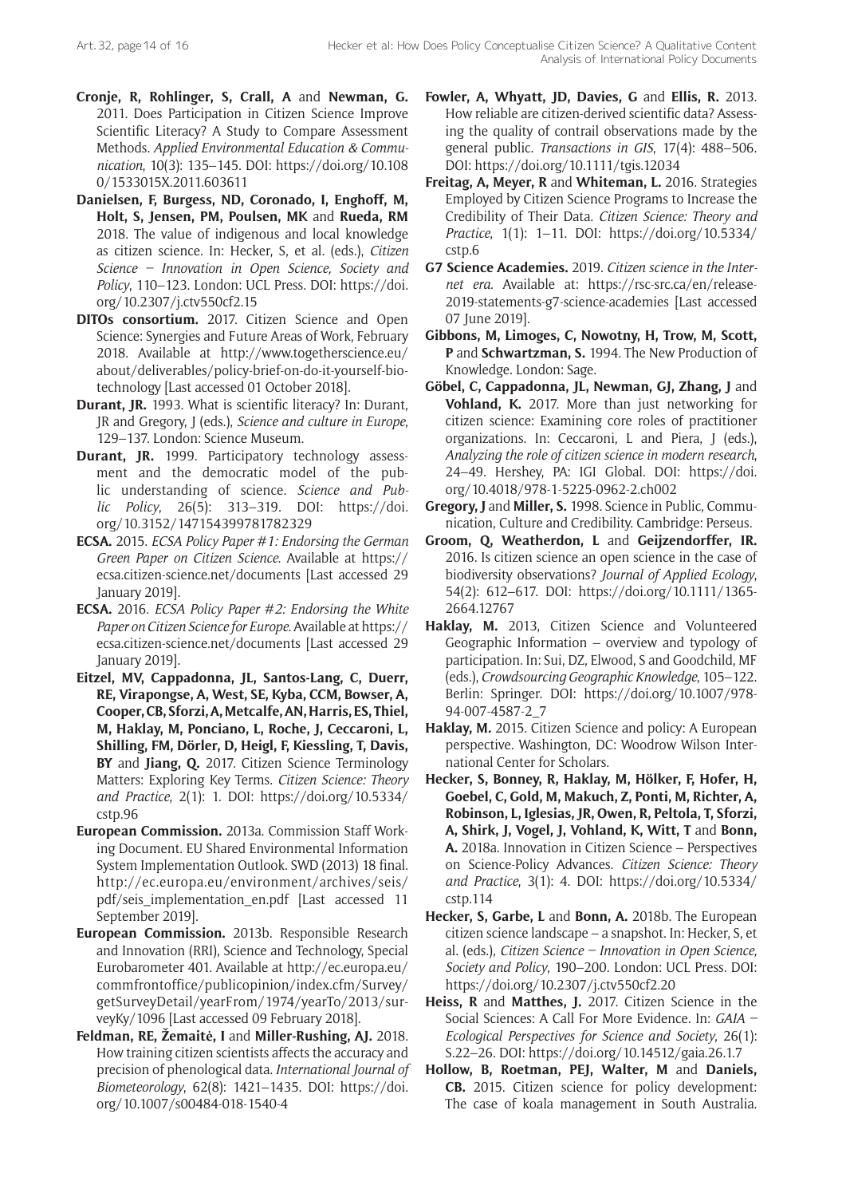**Cronje, R, Rohlinger, S, Crall, A** and **Newman, G.** 2011. Does Participation in Citizen Science Improve Scientific Literacy? A Study to Compare Assessment Methods. *Applied Environmental Education & Communication*, 10(3): 135–145. DOI: https://doi.org/10.1080/1533015X.2011.603611

**Danielsen, F, Burgess, ND, Coronado, I, Enghoff, M, Holt, S, Jensen, PM, Poulsen, MK** and **Rueda, RM** 2018. The value of indigenous and local knowledge as citizen science. In: Hecker, S, et al. (eds.), *Citizen Science – Innovation in Open Science, Society and Policy*, 110–123. London: UCL Press. DOI: https://doi.org/10.2307/j.ctv550cf2.15

**DITOs consortium.** 2017. Citizen Science and Open Science: Synergies and Future Areas of Work, February 2018. Available at http://www.togetherscience.eu/about/deliverables/policy-brief-on-do-it-yourself-biotechnology [Last accessed 01 October 2018].

**Durant, JR.** 1993. What is scientific literacy? In: Durant, JR and Gregory, J (eds.), *Science and culture in Europe*, 129–137. London: Science Museum.

**Durant, JR.** 1999. Participatory technology assessment and the democratic model of the public understanding of science. *Science and Public Policy*, 26(5): 313–319. DOI: https://doi.org/10.3152/147154399781782329

**ECSA.** 2015. *ECSA Policy Paper #1: Endorsing the German Green Paper on Citizen Science*. Available at https://ecsa.citizen-science.net/documents [Last accessed 29 January 2019].

**ECSA.** 2016. *ECSA Policy Paper #2: Endorsing the White Paper on Citizen Science for Europe*. Available at https://ecsa.citizen-science.net/documents [Last accessed 29 January 2019].

**Eitzel, MV, Cappadonna, JL, Santos-Lang, C, Duerr, RE, Virapongse, A, West, SE, Kyba, CCM, Bowser, A, Cooper, CB, Sforzi, A, Metcalfe, AN, Harris, ES, Thiel, M, Haklay, M, Ponciano, L, Roche, J, Ceccaroni, L, Shilling, FM, Dörler, D, Heigl, F, Kiessling, T, Davis, BY** and **Jiang, Q.** 2017. Citizen Science Terminology Matters: Exploring Key Terms. *Citizen Science: Theory and Practice*, 2(1): 1. DOI: https://doi.org/10.5334/cstp.96

**European Commission.** 2013a. Commission Staff Working Document. EU Shared Environmental Information System Implementation Outlook. SWD (2013) 18 final. http://ec.europa.eu/environment/archives/seis/pdf/seis_implementation_en.pdf [Last accessed 11 September 2019].

**European Commission.** 2013b. Responsible Research and Innovation (RRI), Science and Technology, Special Eurobarometer 401. Available at http://ec.europa.eu/commfrontoffice/publicopinion/index.cfm/Survey/getSurveyDetail/yearFrom/1974/yearTo/2013/surveyKy/1096 [Last accessed 09 February 2018].

**Feldman, RE, Žemaitė, I** and **Miller-Rushing, AJ.** 2018. How training citizen scientists affects the accuracy and precision of phenological data. *International Journal of Biometeorology*, 62(8): 1421–1435. DOI: https://doi.org/10.1007/s00484-018-1540-4

**Fowler, A, Whyatt, JD, Davies, G** and **Ellis, R.** 2013. How reliable are citizen-derived scientific data? Assessing the quality of contrail observations made by the general public. *Transactions in GIS*, 17(4): 488–506. DOI: https://doi.org/10.1111/tgis.12034

**Freitag, A, Meyer, R** and **Whiteman, L.** 2016. Strategies Employed by Citizen Science Programs to Increase the Credibility of Their Data. *Citizen Science: Theory and Practice*, 1(1): 1–11. DOI: https://doi.org/10.5334/cstp.6

**G7 Science Academies.** 2019. *Citizen science in the Internet era*. Available at: https://rsc-src.ca/en/release-2019-statements-g7-science-academies [Last accessed 07 June 2019].

**Gibbons, M, Limoges, C, Nowotny, H, Trow, M, Scott, P** and **Schwartzman, S.** 1994. The New Production of Knowledge. London: Sage.

**Göbel, C, Cappadonna, JL, Newman, GJ, Zhang, J** and **Vohland, K.** 2017. More than just networking for citizen science: Examining core roles of practitioner organizations. In: Ceccaroni, L and Piera, J (eds.), *Analyzing the role of citizen science in modern research*, 24–49. Hershey, PA: IGI Global. DOI: https://doi.org/10.4018/978-1-5225-0962-2.ch002

**Gregory, J** and **Miller, S.** 1998. Science in Public, Communication, Culture and Credibility. Cambridge: Perseus.

**Groom, Q, Weatherdon, L** and **Geijzendorffer, IR.** 2016. Is citizen science an open science in the case of biodiversity observations? *Journal of Applied Ecology*, 54(2): 612–617. DOI: https://doi.org/10.1111/1365-2664.12767

**Haklay, M.** 2013, Citizen Science and Volunteered Geographic Information – overview and typology of participation. In: Sui, DZ, Elwood, S and Goodchild, MF (eds.), *Crowdsourcing Geographic Knowledge*, 105–122. Berlin: Springer. DOI: https://doi.org/10.1007/978-94-007-4587-2_7

**Haklay, M.** 2015. Citizen Science and policy: A European perspective. Washington, DC: Woodrow Wilson International Center for Scholars.

**Hecker, S, Bonney, R, Haklay, M, Hölker, F, Hofer, H, Goebel, C, Gold, M, Makuch, Z, Ponti, M, Richter, A, Robinson, L, Iglesias, JR, Owen, R, Peltola, T, Sforzi, A, Shirk, J, Vogel, J, Vohland, K, Witt, T** and **Bonn, A.** 2018a. Innovation in Citizen Science – Perspectives on Science-Policy Advances. *Citizen Science: Theory and Practice*, 3(1): 4. DOI: https://doi.org/10.5334/cstp.114

**Hecker, S, Garbe, L** and **Bonn, A.** 2018b. The European citizen science landscape – a snapshot. In: Hecker, S, et al. (eds.), *Citizen Science – Innovation in Open Science, Society and Policy*, 190–200. London: UCL Press. DOI: https://doi.org/10.2307/j.ctv550cf2.20

**Heiss, R** and **Matthes, J.** 2017. Citizen Science in the Social Sciences: A Call For More Evidence. In: *GAIA – Ecological Perspectives for Science and Society*, 26(1): S.22–26. DOI: https://doi.org/10.14512/gaia.26.1.7

**Hollow, B, Roetman, PEJ, Walter, M** and **Daniels, CB.** 2015. Citizen science for policy development: The case of koala management in South Australia.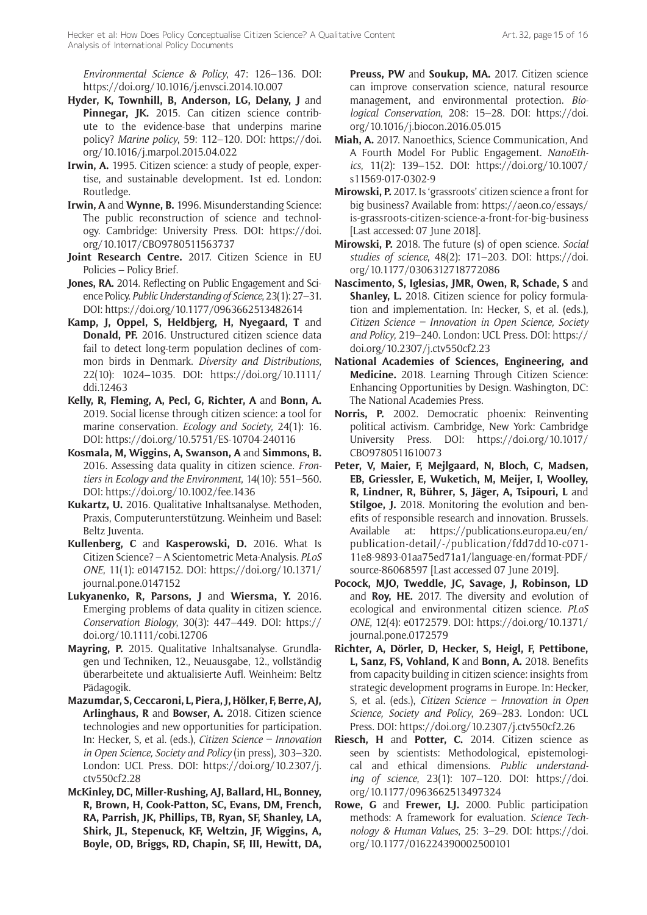*Environmental Science & Policy*, 47: 126–136. DOI: https://doi.org/10.1016/j.envsci.2014.10.007

**Hyder, K, Townhill, B, Anderson, LG, Delany, J** and **Pinnegar, JK.** 2015. Can citizen science contribute to the evidence-base that underpins marine policy? *Marine policy*, 59: 112–120. DOI: https://doi.org/10.1016/j.marpol.2015.04.022

**Irwin, A.** 1995. Citizen science: a study of people, expertise, and sustainable development. 1st ed. London: Routledge.

**Irwin, A** and **Wynne, B.** 1996. Misunderstanding Science: The public reconstruction of science and technology. Cambridge: University Press. DOI: https://doi.org/10.1017/CBO9780511563737

**Joint Research Centre.** 2017. Citizen Science in EU Policies – Policy Brief.

**Jones, RA.** 2014. Reflecting on Public Engagement and Science Policy. *Public Understanding of Science*, 23(1): 27–31. DOI: https://doi.org/10.1177/0963662513482614

**Kamp, J, Oppel, S, Heldbjerg, H, Nyegaard, T** and **Donald, PF.** 2016. Unstructured citizen science data fail to detect long-term population declines of common birds in Denmark. *Diversity and Distributions*, 22(10): 1024–1035. DOI: https://doi.org/10.1111/ddi.12463

**Kelly, R, Fleming, A, Pecl, G, Richter, A** and **Bonn, A.** 2019. Social license through citizen science: a tool for marine conservation. *Ecology and Society*, 24(1): 16. DOI: https://doi.org/10.5751/ES-10704-240116

**Kosmala, M, Wiggins, A, Swanson, A** and **Simmons, B.** 2016. Assessing data quality in citizen science. *Frontiers in Ecology and the Environment*, 14(10): 551–560. DOI: https://doi.org/10.1002/fee.1436

**Kukartz, U.** 2016. Qualitative Inhaltsanalyse. Methoden, Praxis, Computerunterstützung. Weinheim und Basel: Beltz Juventa.

**Kullenberg, C** and **Kasperowski, D.** 2016. What Is Citizen Science? – A Scientometric Meta-Analysis. *PLoS ONE*, 11(1): e0147152. DOI: https://doi.org/10.1371/journal.pone.0147152

**Lukyanenko, R, Parsons, J** and **Wiersma, Y.** 2016. Emerging problems of data quality in citizen science. *Conservation Biology*, 30(3): 447–449. DOI: https://doi.org/10.1111/cobi.12706

**Mayring, P.** 2015. Qualitative Inhaltsanalyse. Grundlagen und Techniken, 12., Neuausgabe, 12., vollständig überarbeitete und aktualisierte Aufl. Weinheim: Beltz Pädagogik.

**Mazumdar, S, Ceccaroni, L, Piera, J, Hölker, F, Berre, AJ, Arlinghaus, R** and **Bowser, A.** 2018. Citizen science technologies and new opportunities for participation. In: Hecker, S, et al. (eds.), *Citizen Science – Innovation in Open Science, Society and Policy* (in press), 303–320. London: UCL Press. DOI: https://doi.org/10.2307/j.ctv550cf2.28

**McKinley, DC, Miller-Rushing, AJ, Ballard, HL, Bonney, R, Brown, H, Cook-Patton, SC, Evans, DM, French, RA, Parrish, JK, Phillips, TB, Ryan, SF, Shanley, LA, Shirk, JL, Stepenuck, KF, Weltzin, JF, Wiggins, A, Boyle, OD, Briggs, RD, Chapin, SF, III, Hewitt, DA, Preuss, PW** and **Soukup, MA.** 2017. Citizen science can improve conservation science, natural resource management, and environmental protection. *Biological Conservation*, 208: 15–28. DOI: https://doi.org/10.1016/j.biocon.2016.05.015

**Miah, A.** 2017. Nanoethics, Science Communication, And A Fourth Model For Public Engagement. *NanoEthics*, 11(2): 139–152. DOI: https://doi.org/10.1007/s11569-017-0302-9

**Mirowski, P.** 2017. Is 'grassroots' citizen science a front for big business? Available from: https://aeon.co/essays/is-grassroots-citizen-science-a-front-for-big-business [Last accessed: 07 June 2018].

**Mirowski, P.** 2018. The future (s) of open science. *Social studies of science*, 48(2): 171–203. DOI: https://doi.org/10.1177/0306312718772086

**Nascimento, S, Iglesias, JMR, Owen, R, Schade, S** and **Shanley, L.** 2018. Citizen science for policy formulation and implementation. In: Hecker, S, et al. (eds.), *Citizen Science – Innovation in Open Science, Society and Policy*, 219–240. London: UCL Press. DOI: https://doi.org/10.2307/j.ctv550cf2.23

**National Academies of Sciences, Engineering, and Medicine.** 2018. Learning Through Citizen Science: Enhancing Opportunities by Design. Washington, DC: The National Academies Press.

**Norris, P.** 2002. Democratic phoenix: Reinventing political activism. Cambridge, New York: Cambridge University Press. DOI: https://doi.org/10.1017/CBO9780511610073

**Peter, V, Maier, F, Mejlgaard, N, Bloch, C, Madsen, EB, Griessler, E, Wuketich, M, Meijer, I, Woolley, R, Lindner, R, Bührer, S, Jäger, A, Tsipouri, L** and **Stilgoe, J.** 2018. Monitoring the evolution and benefits of responsible research and innovation. Brussels. Available at: https://publications.europa.eu/en/publication-detail/-/publication/fdd7dd10-c071-11e8-9893-01aa75ed71a1/language-en/format-PDF/source-86068597 [Last accessed 07 June 2019].

**Pocock, MJO, Tweddle, JC, Savage, J, Robinson, LD** and **Roy, HE.** 2017. The diversity and evolution of ecological and environmental citizen science. *PLoS ONE*, 12(4): e0172579. DOI: https://doi.org/10.1371/journal.pone.0172579

**Richter, A, Dörler, D, Hecker, S, Heigl, F, Pettibone, L, Sanz, FS, Vohland, K** and **Bonn, A.** 2018. Benefits from capacity building in citizen science: insights from strategic development programs in Europe. In: Hecker, S, et al. (eds.), *Citizen Science – Innovation in Open Science, Society and Policy*, 269–283. London: UCL Press. DOI: https://doi.org/10.2307/j.ctv550cf2.26

**Riesch, H** and **Potter, C.** 2014. Citizen science as seen by scientists: Methodological, epistemological and ethical dimensions. *Public understanding of science*, 23(1): 107–120. DOI: https://doi.org/10.1177/0963662513497324

**Rowe, G** and **Frewer, LJ.** 2000. Public participation methods: A framework for evaluation. *Science Technology & Human Values*, 25: 3–29. DOI: https://doi.org/10.1177/016224390002500101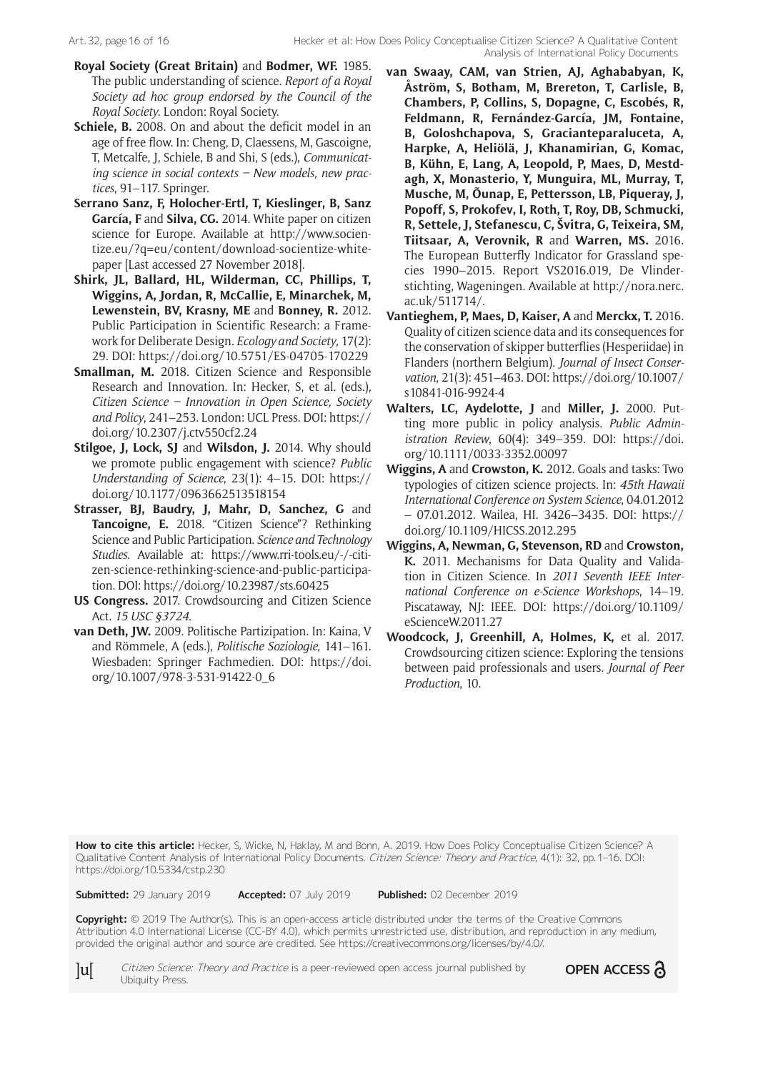**Royal Society (Great Britain)** and **Bodmer, WF.** 1985. The public understanding of science. *Report of a Royal Society ad hoc group endorsed by the Council of the Royal Society*. London: Royal Society.

**Schiele, B.** 2008. On and about the deficit model in an age of free flow. In: Cheng, D, Claessens, M, Gascoigne, T, Metcalfe, J, Schiele, B and Shi, S (eds.), *Communicating science in social contexts – New models, new practices*, 91–117. Springer.

**Serrano Sanz, F, Holocher-Ertl, T, Kieslinger, B, Sanz García, F** and **Silva, CG.** 2014. White paper on citizen science for Europe. Available at http://www.socientize.eu/?q=eu/content/download-socientize-white-paper [Last accessed 27 November 2018].

**Shirk, JL, Ballard, HL, Wilderman, CC, Phillips, T, Wiggins, A, Jordan, R, McCallie, E, Minarchek, M, Lewenstein, BV, Krasny, ME** and **Bonney, R.** 2012. Public Participation in Scientific Research: a Framework for Deliberate Design. *Ecology and Society*, 17(2): 29. DOI: https://doi.org/10.5751/ES-04705-170229

**Smallman, M.** 2018. Citizen Science and Responsible Research and Innovation. In: Hecker, S, et al. (eds.), *Citizen Science – Innovation in Open Science, Society and Policy*, 241–253. London: UCL Press. DOI: https://doi.org/10.2307/j.ctv550cf2.24

**Stilgoe, J, Lock, SJ** and **Wilsdon, J.** 2014. Why should we promote public engagement with science? *Public Understanding of Science*, 23(1): 4–15. DOI: https://doi.org/10.1177/0963662513518154

**Strasser, BJ, Baudry, J, Mahr, D, Sanchez, G** and **Tancoigne, E.** 2018. "Citizen Science"? Rethinking Science and Public Participation. *Science and Technology Studies*. Available at: https://www.rri-tools.eu/-/citizen-science-rethinking-science-and-public-participation. DOI: https://doi.org/10.23987/sts.60425

**US Congress.** 2017. Crowdsourcing and Citizen Science Act. *15 USC §3724*.

**van Deth, JW.** 2009. Politische Partizipation. In: Kaina, V and Römmele, A (eds.), *Politische Soziologie*, 141–161. Wiesbaden: Springer Fachmedien. DOI: https://doi.org/10.1007/978-3-531-91422-0_6

**van Swaay, CAM, van Strien, AJ, Aghababyan, K, Åström, S, Botham, M, Brereton, T, Carlisle, B, Chambers, P, Collins, S, Dopagne, C, Escobés, R, Feldmann, R, Fernández-García, JM, Fontaine, B, Goloshchapova, S, Gracianteparaluceta, A, Harpke, A, Heliölä, J, Khanamirian, G, Komac, B, Kühn, E, Lang, A, Leopold, P, Maes, D, Mestdagh, X, Monasterio, Y, Munguira, ML, Murray, T, Musche, M, Õunap, E, Pettersson, LB, Piqueray, J, Popoff, S, Prokofev, I, Roth, T, Roy, DB, Schmucki, R, Settele, J, Stefanescu, C, Švitra, G, Teixeira, SM, Tiitsaar, A, Verovnik, R** and **Warren, MS.** 2016. The European Butterfly Indicator for Grassland species 1990–2015. Report VS2016.019, De Vlinderstichting, Wageningen. Available at http://nora.nerc.ac.uk/511714/.

**Vantieghem, P, Maes, D, Kaiser, A** and **Merckx, T.** 2016. Quality of citizen science data and its consequences for the conservation of skipper butterflies (Hesperiidae) in Flanders (northern Belgium). *Journal of Insect Conservation*, 21(3): 451–463. DOI: https://doi.org/10.1007/s10841-016-9924-4

**Walters, LC, Aydelotte, J** and **Miller, J.** 2000. Putting more public in policy analysis. *Public Administration Review*, 60(4): 349–359. DOI: https://doi.org/10.1111/0033-3352.00097

**Wiggins, A** and **Crowston, K.** 2012. Goals and tasks: Two typologies of citizen science projects. In: *45th Hawaii International Conference on System Science*, 04.01.2012 – 07.01.2012. Wailea, HI. 3426–3435. DOI: https://doi.org/10.1109/HICSS.2012.295

**Wiggins, A, Newman, G, Stevenson, RD** and **Crowston, K.** 2011. Mechanisms for Data Quality and Validation in Citizen Science. In *2011 Seventh IEEE International Conference on e-Science Workshops*, 14–19. Piscataway, NJ: IEEE. DOI: https://doi.org/10.1109/eScienceW.2011.27

**Woodcock, J, Greenhill, A, Holmes, K,** et al. 2017. Crowdsourcing citizen science: Exploring the tensions between paid professionals and users. *Journal of Peer Production*, 10.

**How to cite this article:** Hecker, S, Wicke, N, Haklay, M and Bonn, A. 2019. How Does Policy Conceptualise Citizen Science? A Qualitative Content Analysis of International Policy Documents. *Citizen Science: Theory and Practice*, 4(1): 32, pp. 1–16. DOI: https://doi.org/10.5334/cstp.230

**Submitted:** 29 January 2019 **Accepted:** 07 July 2019 **Published:** 02 December 2019

**Copyright:** © 2019 The Author(s). This is an open-access article distributed under the terms of the Creative Commons Attribution 4.0 International License (CC-BY 4.0), which permits unrestricted use, distribution, and reproduction in any medium, provided the original author and source are credited. See https://creativecommons.org/licenses/by/4.0/.

*Citizen Science: Theory and Practice* is a peer-reviewed open access journal published by Ubiquity Press.

OPEN ACCESS